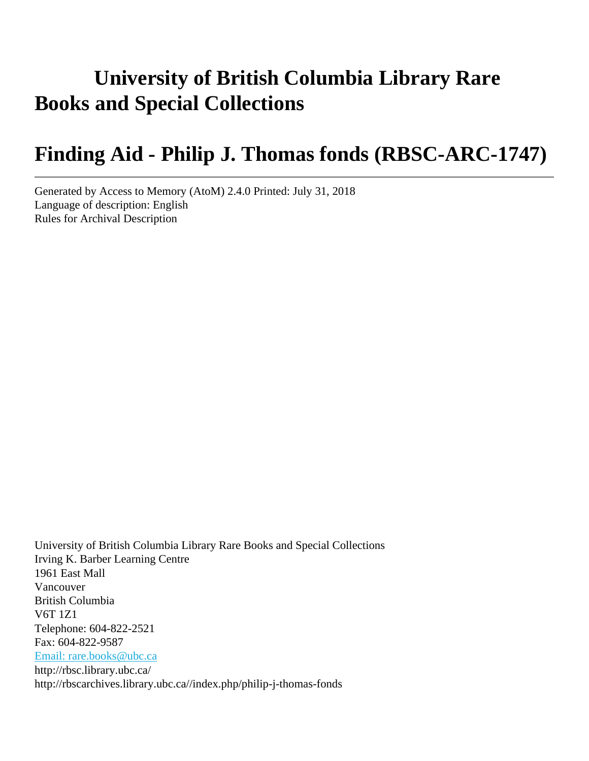# University of British Columbia Library Rare Books and Special Collections

# Finding Aid - Philip J. Thomas fonds (RBSC-ARC-1747)

---

Generated by Access to Memory (AtoM) 2.4.0 Printed: July 31, 2018
Language of description: English
Rules for Archival Description

University of British Columbia Library Rare Books and Special Collections
Irving K. Barber Learning Centre
1961 East Mall
Vancouver
British Columbia
V6T 1Z1
Telephone: 604-822-2521
Fax: 604-822-9587
Email: rare.books@ubc.ca
http://rbsc.library.ubc.ca/
http://rbscarchives.library.ubc.ca//index.php/philip-j-thomas-fonds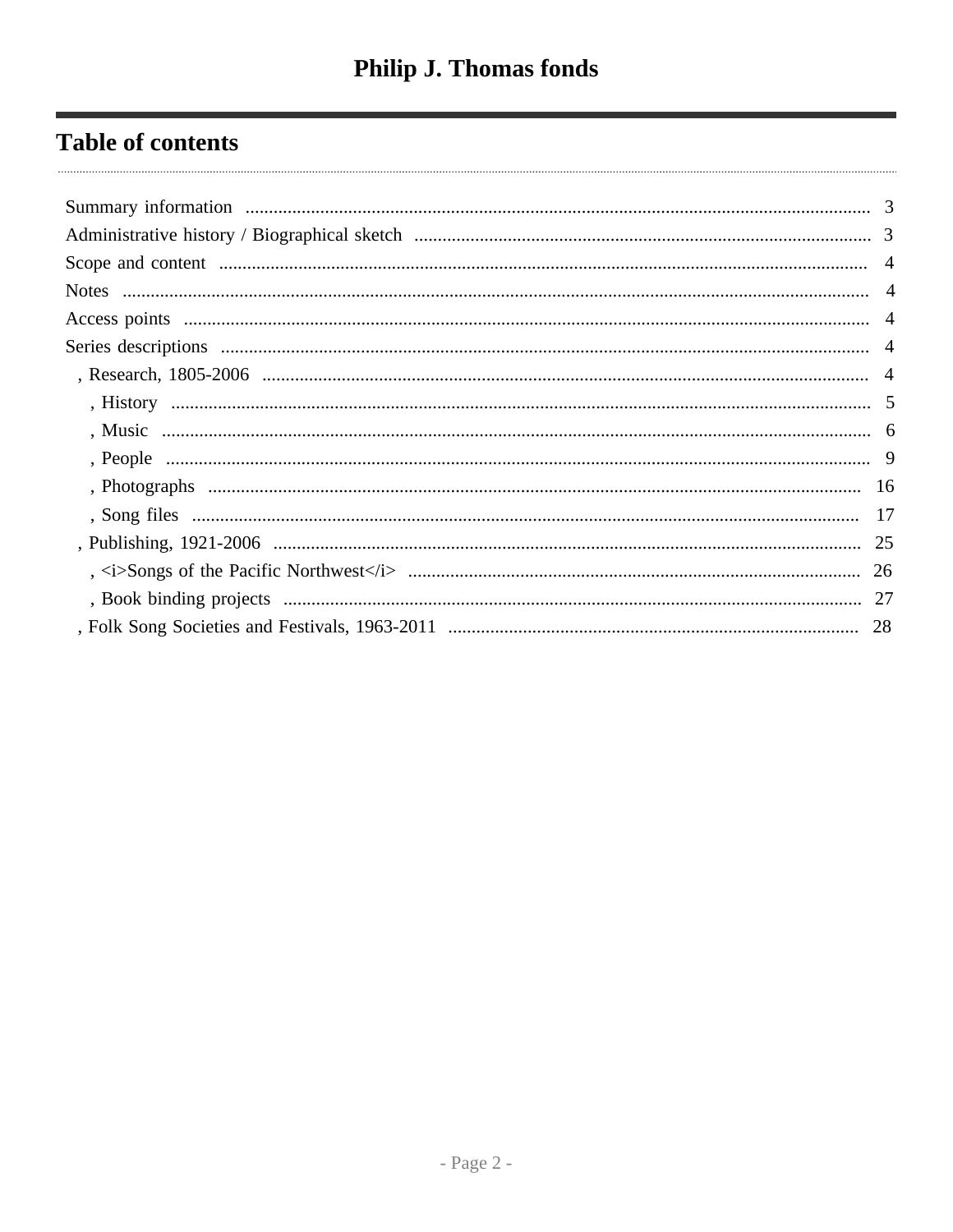# Philip J. Thomas fonds

## Table of contents

- Summary information ..... 3
- Administrative history / Biographical sketch ..... 3
- Scope and content ..... 4
- Notes ..... 4
- Access points ..... 4
- Series descriptions ..... 4
  - , Research, 1805-2006 ..... 4
    - , History ..... 5
    - , Music ..... 6
    - , People ..... 9
    - , Photographs ..... 16
    - , Song files ..... 17
  - , Publishing, 1921-2006 ..... 25
    - , <i>Songs of the Pacific Northwest</i> ..... 26
    - , Book binding projects ..... 27
  - , Folk Song Societies and Festivals, 1963-2011 ..... 28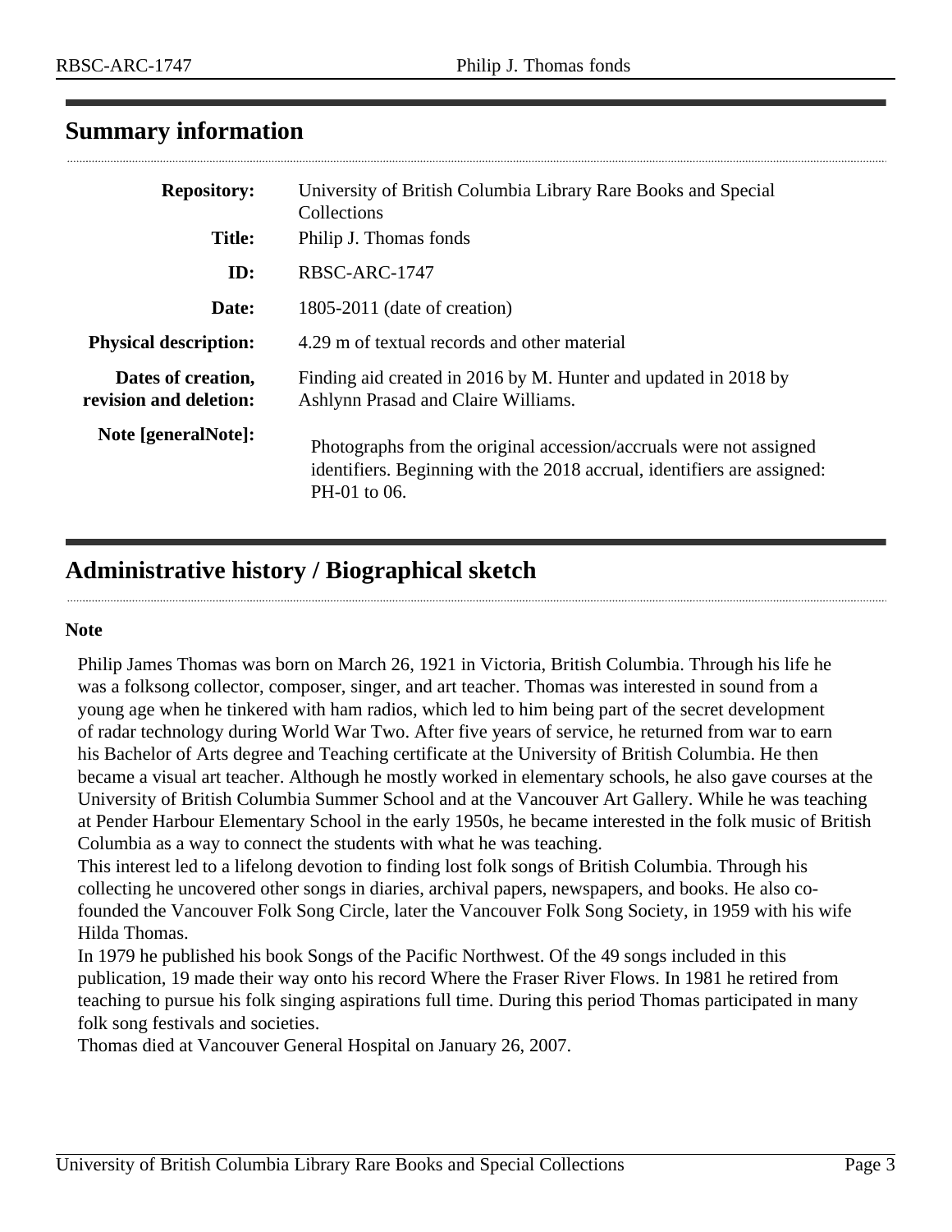## Summary information

| | |
|---|---|
| **Repository:** | University of British Columbia Library Rare Books and Special Collections |
| **Title:** | Philip J. Thomas fonds |
| **ID:** | RBSC-ARC-1747 |
| **Date:** | 1805-2011 (date of creation) |
| **Physical description:** | 4.29 m of textual records and other material |
| **Dates of creation, revision and deletion:** | Finding aid created in 2016 by M. Hunter and updated in 2018 by Ashlynn Prasad and Claire Williams. |
| **Note [generalNote]:** | Photographs from the original accession/accruals were not assigned identifiers. Beginning with the 2018 accrual, identifiers are assigned: PH-01 to 06. |

## Administrative history / Biographical sketch

**Note**

Philip James Thomas was born on March 26, 1921 in Victoria, British Columbia. Through his life he was a folksong collector, composer, singer, and art teacher. Thomas was interested in sound from a young age when he tinkered with ham radios, which led to him being part of the secret development of radar technology during World War Two. After five years of service, he returned from war to earn his Bachelor of Arts degree and Teaching certificate at the University of British Columbia. He then became a visual art teacher. Although he mostly worked in elementary schools, he also gave courses at the University of British Columbia Summer School and at the Vancouver Art Gallery. While he was teaching at Pender Harbour Elementary School in the early 1950s, he became interested in the folk music of British Columbia as a way to connect the students with what he was teaching.

This interest led to a lifelong devotion to finding lost folk songs of British Columbia. Through his collecting he uncovered other songs in diaries, archival papers, newspapers, and books. He also co-founded the Vancouver Folk Song Circle, later the Vancouver Folk Song Society, in 1959 with his wife Hilda Thomas.

In 1979 he published his book Songs of the Pacific Northwest. Of the 49 songs included in this publication, 19 made their way onto his record Where the Fraser River Flows. In 1981 he retired from teaching to pursue his folk singing aspirations full time. During this period Thomas participated in many folk song festivals and societies.

Thomas died at Vancouver General Hospital on January 26, 2007.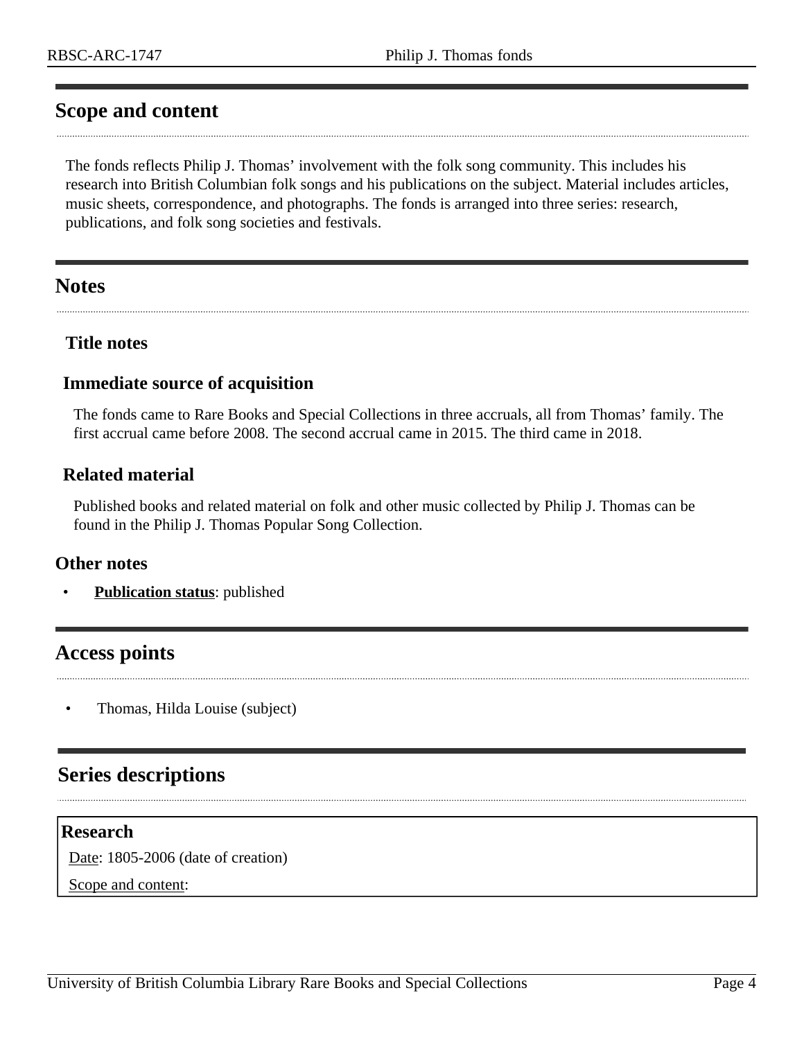## Scope and content

The fonds reflects Philip J. Thomas’ involvement with the folk song community. This includes his research into British Columbian folk songs and his publications on the subject. Material includes articles, music sheets, correspondence, and photographs. The fonds is arranged into three series: research, publications, and folk song societies and festivals.

## Notes

### Title notes

### Immediate source of acquisition

The fonds came to Rare Books and Special Collections in three accruals, all from Thomas’ family. The first accrual came before 2008. The second accrual came in 2015. The third came in 2018.

### Related material

Published books and related material on folk and other music collected by Philip J. Thomas can be found in the Philip J. Thomas Popular Song Collection.

### Other notes

- **Publication status**: published

## Access points

- Thomas, Hilda Louise (subject)

## Series descriptions

### Research

Date: 1805-2006 (date of creation)

Scope and content: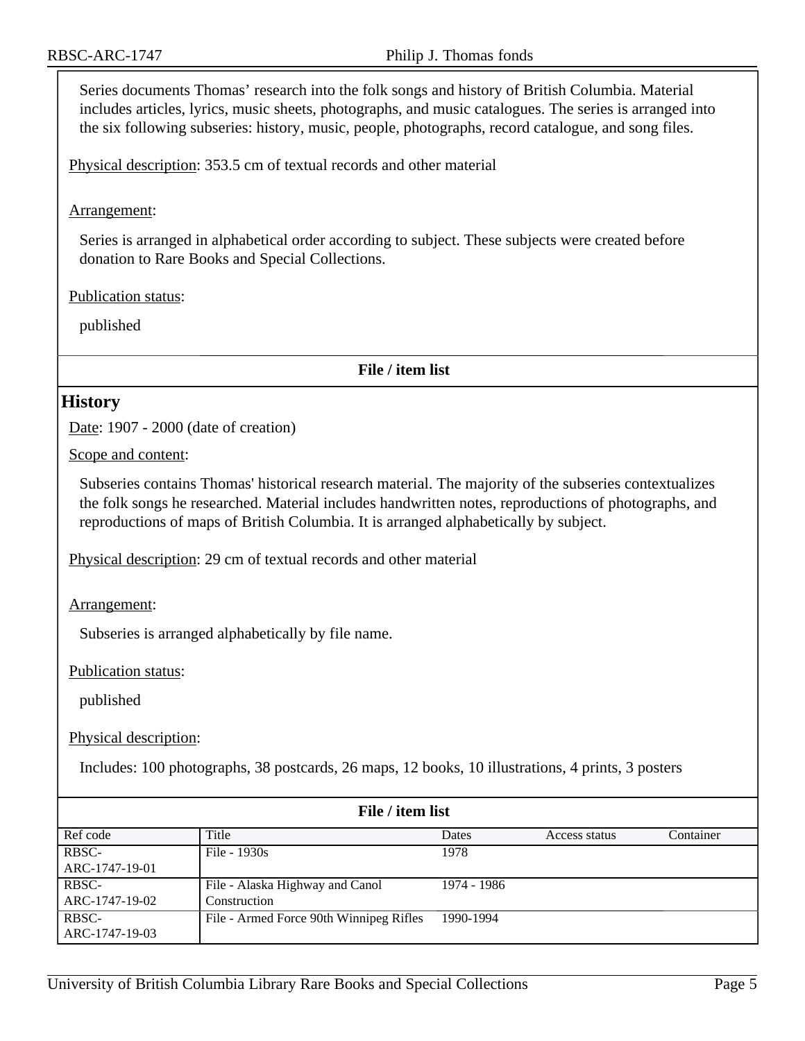Series documents Thomas' research into the folk songs and history of British Columbia. Material includes articles, lyrics, music sheets, photographs, and music catalogues. The series is arranged into the six following subseries: history, music, people, photographs, record catalogue, and song files.

Physical description: 353.5 cm of textual records and other material

Arrangement:

Series is arranged in alphabetical order according to subject. These subjects were created before donation to Rare Books and Special Collections.

Publication status:

published

**File / item list**

## History

Date: 1907 - 2000 (date of creation)

Scope and content:

Subseries contains Thomas' historical research material. The majority of the subseries contextualizes the folk songs he researched. Material includes handwritten notes, reproductions of photographs, and reproductions of maps of British Columbia. It is arranged alphabetically by subject.

Physical description: 29 cm of textual records and other material

Arrangement:

Subseries is arranged alphabetically by file name.

Publication status:

published

Physical description:

Includes: 100 photographs, 38 postcards, 26 maps, 12 books, 10 illustrations, 4 prints, 3 posters

**File / item list**

| Ref code | Title | Dates | Access status | Container |
|---|---|---|---|---|
| RBSC-ARC-1747-19-01 | File - 1930s | 1978 | | |
| RBSC-ARC-1747-19-02 | File - Alaska Highway and Canol Construction | 1974 - 1986 | | |
| RBSC-ARC-1747-19-03 | File - Armed Force 90th Winnipeg Rifles | 1990-1994 | | |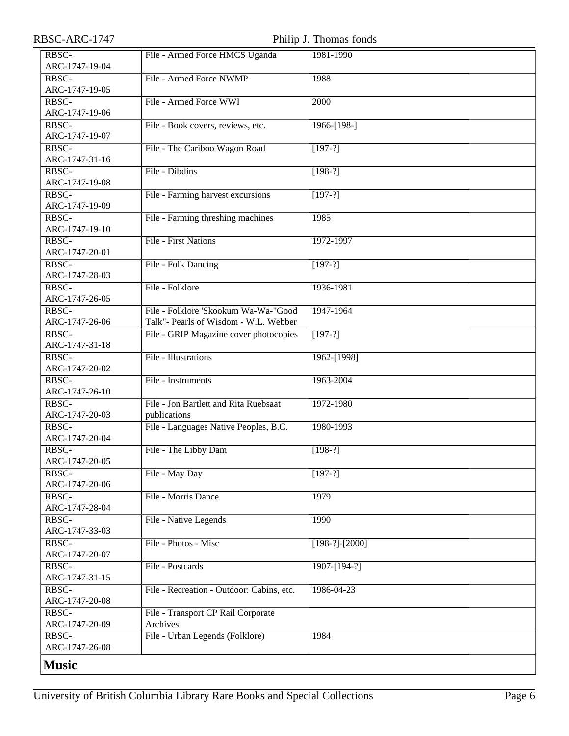| | | |
|---|---|---|
| RBSC-ARC-1747-19-04 | File - Armed Force HMCS Uganda | 1981-1990 |
| RBSC-ARC-1747-19-05 | File - Armed Force NWMP | 1988 |
| RBSC-ARC-1747-19-06 | File - Armed Force WWI | 2000 |
| RBSC-ARC-1747-19-07 | File - Book covers, reviews, etc. | 1966-[198-] |
| RBSC-ARC-1747-31-16 | File - The Cariboo Wagon Road | [197-?] |
| RBSC-ARC-1747-19-08 | File - Dibdins | [198-?] |
| RBSC-ARC-1747-19-09 | File - Farming harvest excursions | [197-?] |
| RBSC-ARC-1747-19-10 | File - Farming threshing machines | 1985 |
| RBSC-ARC-1747-20-01 | File - First Nations | 1972-1997 |
| RBSC-ARC-1747-28-03 | File - Folk Dancing | [197-?] |
| RBSC-ARC-1747-26-05 | File - Folklore | 1936-1981 |
| RBSC-ARC-1747-26-06 | File - Folklore 'Skookum Wa-Wa-"Good Talk"- Pearls of Wisdom - W.L. Webber | 1947-1964 |
| RBSC-ARC-1747-31-18 | File - GRIP Magazine cover photocopies | [197-?] |
| RBSC-ARC-1747-20-02 | File - Illustrations | 1962-[1998] |
| RBSC-ARC-1747-26-10 | File - Instruments | 1963-2004 |
| RBSC-ARC-1747-20-03 | File - Jon Bartlett and Rita Ruebsaat publications | 1972-1980 |
| RBSC-ARC-1747-20-04 | File - Languages Native Peoples, B.C. | 1980-1993 |
| RBSC-ARC-1747-20-05 | File - The Libby Dam | [198-?] |
| RBSC-ARC-1747-20-06 | File - May Day | [197-?] |
| RBSC-ARC-1747-28-04 | File - Morris Dance | 1979 |
| RBSC-ARC-1747-33-03 | File - Native Legends | 1990 |
| RBSC-ARC-1747-20-07 | File - Photos - Misc | [198-?]-[2000] |
| RBSC-ARC-1747-31-15 | File - Postcards | 1907-[194-?] |
| RBSC-ARC-1747-20-08 | File - Recreation - Outdoor: Cabins, etc. | 1986-04-23 |
| RBSC-ARC-1747-20-09 | File - Transport CP Rail Corporate Archives | |
| RBSC-ARC-1747-26-08 | File - Urban Legends (Folklore) | 1984 |

## Music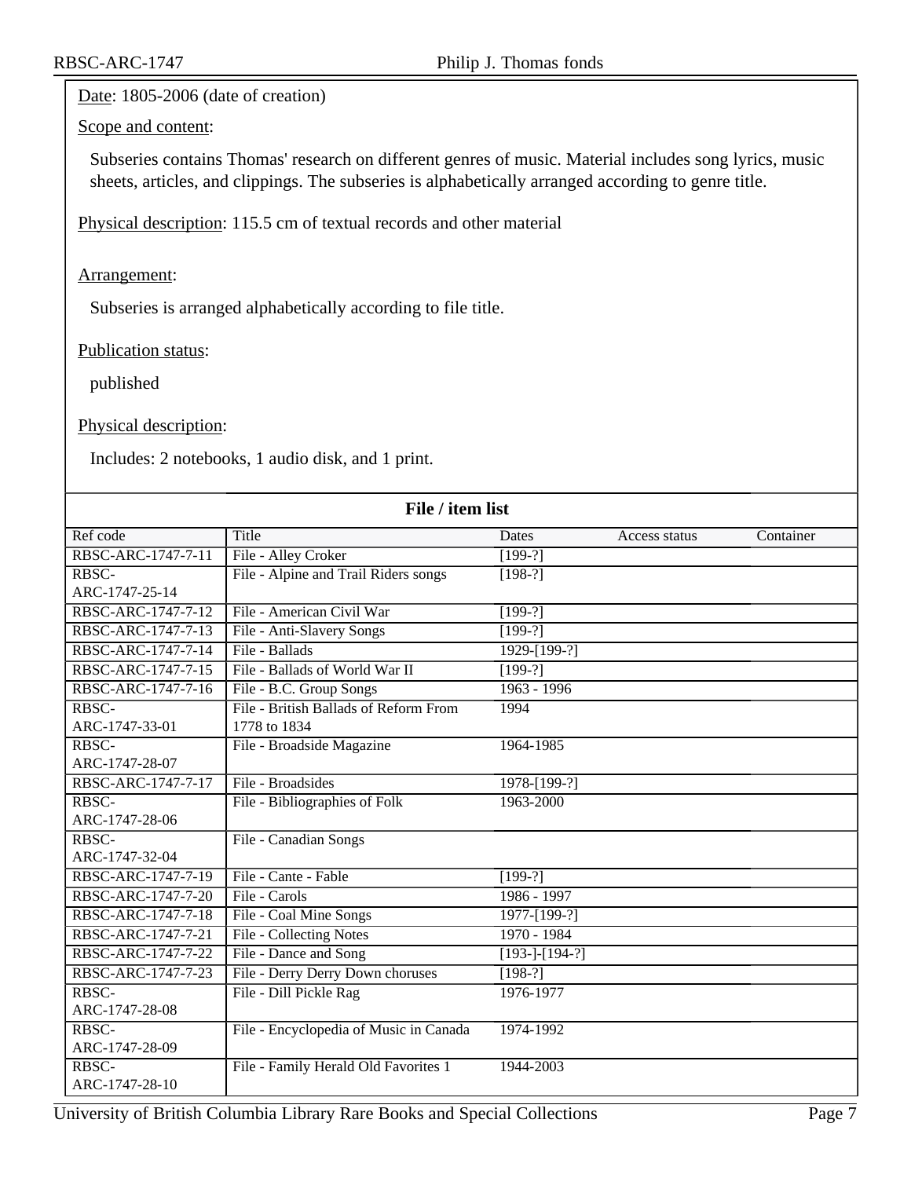Date: 1805-2006 (date of creation)

Scope and content:

Subseries contains Thomas' research on different genres of music. Material includes song lyrics, music sheets, articles, and clippings. The subseries is alphabetically arranged according to genre title.

Physical description: 115.5 cm of textual records and other material

Arrangement:

Subseries is arranged alphabetically according to file title.

Publication status:

published

Physical description:

Includes: 2 notebooks, 1 audio disk, and 1 print.

**File / item list**

| Ref code | Title | Dates | Access status | Container |
|---|---|---|---|---|
| RBSC-ARC-1747-7-11 | File - Alley Croker | [199-?] | | |
| RBSC-ARC-1747-25-14 | File - Alpine and Trail Riders songs | [198-?] | | |
| RBSC-ARC-1747-7-12 | File - American Civil War | [199-?] | | |
| RBSC-ARC-1747-7-13 | File - Anti-Slavery Songs | [199-?] | | |
| RBSC-ARC-1747-7-14 | File - Ballads | 1929-[199-?] | | |
| RBSC-ARC-1747-7-15 | File - Ballads of World War II | [199-?] | | |
| RBSC-ARC-1747-7-16 | File - B.C. Group Songs | 1963 - 1996 | | |
| RBSC-ARC-1747-33-01 | File - British Ballads of Reform From 1778 to 1834 | 1994 | | |
| RBSC-ARC-1747-28-07 | File - Broadside Magazine | 1964-1985 | | |
| RBSC-ARC-1747-7-17 | File - Broadsides | 1978-[199-?] | | |
| RBSC-ARC-1747-28-06 | File - Bibliographies of Folk | 1963-2000 | | |
| RBSC-ARC-1747-32-04 | File - Canadian Songs | | | |
| RBSC-ARC-1747-7-19 | File - Cante - Fable | [199-?] | | |
| RBSC-ARC-1747-7-20 | File - Carols | 1986 - 1997 | | |
| RBSC-ARC-1747-7-18 | File - Coal Mine Songs | 1977-[199-?] | | |
| RBSC-ARC-1747-7-21 | File - Collecting Notes | 1970 - 1984 | | |
| RBSC-ARC-1747-7-22 | File - Dance and Song | [193-]-[194-?] | | |
| RBSC-ARC-1747-7-23 | File - Derry Derry Down choruses | [198-?] | | |
| RBSC-ARC-1747-28-08 | File - Dill Pickle Rag | 1976-1977 | | |
| RBSC-ARC-1747-28-09 | File - Encyclopedia of Music in Canada | 1974-1992 | | |
| RBSC-ARC-1747-28-10 | File - Family Herald Old Favorites 1 | 1944-2003 | | |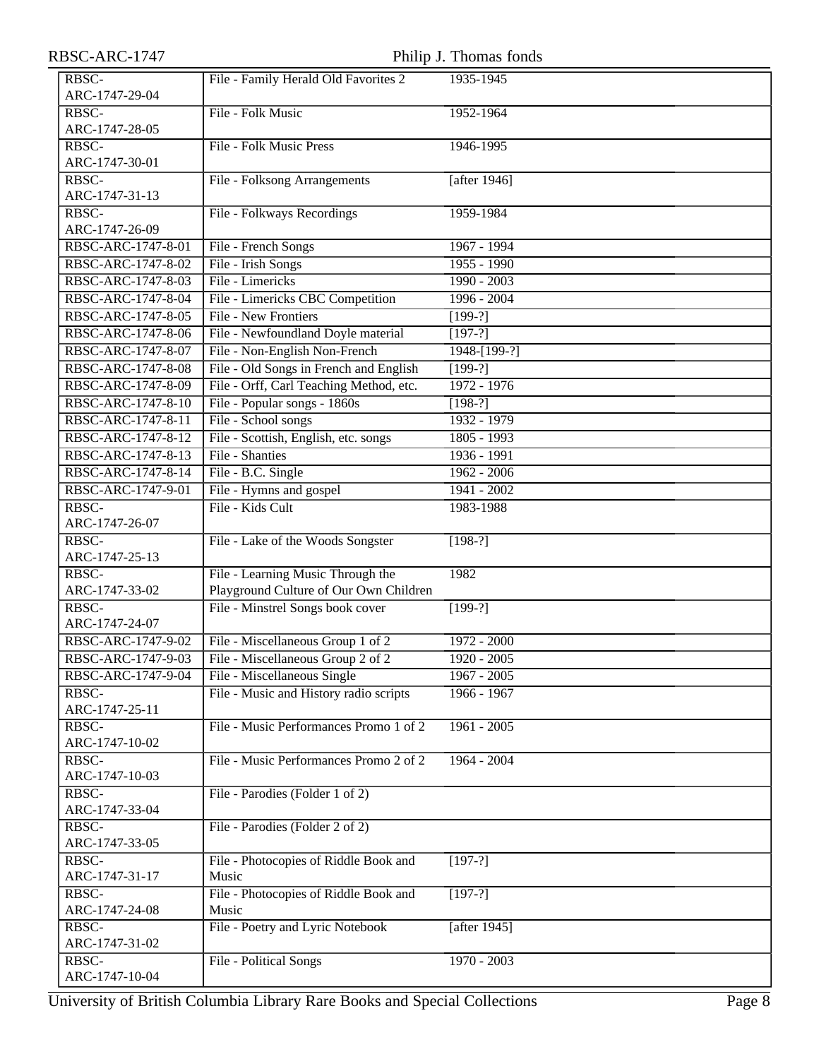| | | |
|---|---|---|
| RBSC-ARC-1747-29-04 | File - Family Herald Old Favorites 2 | 1935-1945 |
| RBSC-ARC-1747-28-05 | File - Folk Music | 1952-1964 |
| RBSC-ARC-1747-30-01 | File - Folk Music Press | 1946-1995 |
| RBSC-ARC-1747-31-13 | File - Folksong Arrangements | [after 1946] |
| RBSC-ARC-1747-26-09 | File - Folkways Recordings | 1959-1984 |
| RBSC-ARC-1747-8-01 | File - French Songs | 1967 - 1994 |
| RBSC-ARC-1747-8-02 | File - Irish Songs | 1955 - 1990 |
| RBSC-ARC-1747-8-03 | File - Limericks | 1990 - 2003 |
| RBSC-ARC-1747-8-04 | File - Limericks CBC Competition | 1996 - 2004 |
| RBSC-ARC-1747-8-05 | File - New Frontiers | [199-?] |
| RBSC-ARC-1747-8-06 | File - Newfoundland Doyle material | [197-?] |
| RBSC-ARC-1747-8-07 | File - Non-English Non-French | 1948-[199-?] |
| RBSC-ARC-1747-8-08 | File - Old Songs in French and English | [199-?] |
| RBSC-ARC-1747-8-09 | File - Orff, Carl Teaching Method, etc. | 1972 - 1976 |
| RBSC-ARC-1747-8-10 | File - Popular songs - 1860s | [198-?] |
| RBSC-ARC-1747-8-11 | File - School songs | 1932 - 1979 |
| RBSC-ARC-1747-8-12 | File - Scottish, English, etc. songs | 1805 - 1993 |
| RBSC-ARC-1747-8-13 | File - Shanties | 1936 - 1991 |
| RBSC-ARC-1747-8-14 | File - B.C. Single | 1962 - 2006 |
| RBSC-ARC-1747-9-01 | File - Hymns and gospel | 1941 - 2002 |
| RBSC-ARC-1747-26-07 | File - Kids Cult | 1983-1988 |
| RBSC-ARC-1747-25-13 | File - Lake of the Woods Songster | [198-?] |
| RBSC-ARC-1747-33-02 | File - Learning Music Through the Playground Culture of Our Own Children | 1982 |
| RBSC-ARC-1747-24-07 | File - Minstrel Songs book cover | [199-?] |
| RBSC-ARC-1747-9-02 | File - Miscellaneous Group 1 of 2 | 1972 - 2000 |
| RBSC-ARC-1747-9-03 | File - Miscellaneous Group 2 of 2 | 1920 - 2005 |
| RBSC-ARC-1747-9-04 | File - Miscellaneous Single | 1967 - 2005 |
| RBSC-ARC-1747-25-11 | File - Music and History radio scripts | 1966 - 1967 |
| RBSC-ARC-1747-10-02 | File - Music Performances Promo 1 of 2 | 1961 - 2005 |
| RBSC-ARC-1747-10-03 | File - Music Performances Promo 2 of 2 | 1964 - 2004 |
| RBSC-ARC-1747-33-04 | File - Parodies (Folder 1 of 2) | |
| RBSC-ARC-1747-33-05 | File - Parodies (Folder 2 of 2) | |
| RBSC-ARC-1747-31-17 | File - Photocopies of Riddle Book and Music | [197-?] |
| RBSC-ARC-1747-24-08 | File - Photocopies of Riddle Book and Music | [197-?] |
| RBSC-ARC-1747-31-02 | File - Poetry and Lyric Notebook | [after 1945] |
| RBSC-ARC-1747-10-04 | File - Political Songs | 1970 - 2003 |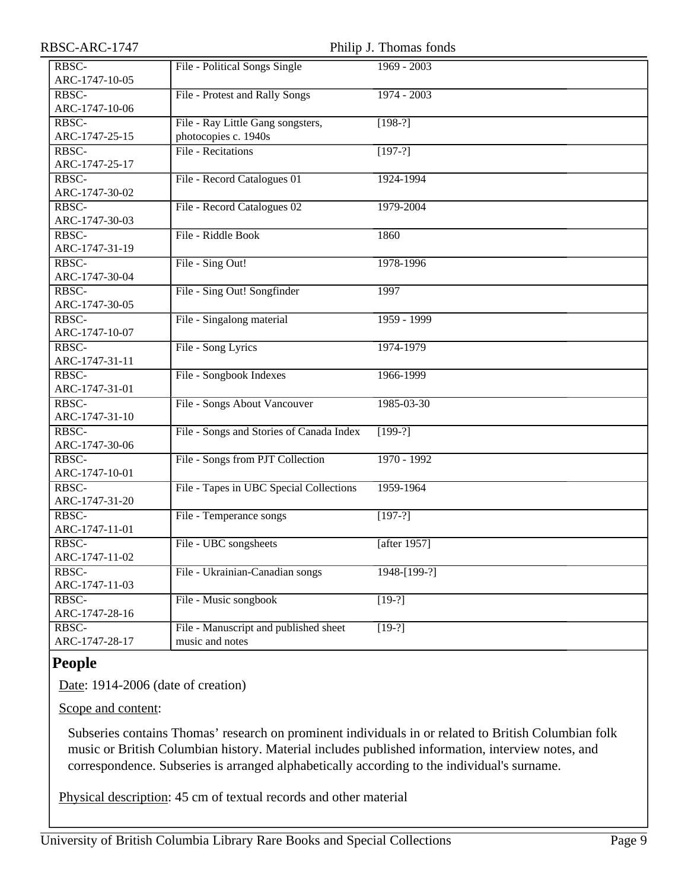| | | |
|---|---|---|
| RBSC-ARC-1747-10-05 | File - Political Songs Single | 1969 - 2003 |
| RBSC-ARC-1747-10-06 | File - Protest and Rally Songs | 1974 - 2003 |
| RBSC-ARC-1747-25-15 | File - Ray Little Gang songsters, photocopies c. 1940s | [198-?] |
| RBSC-ARC-1747-25-17 | File - Recitations | [197-?] |
| RBSC-ARC-1747-30-02 | File - Record Catalogues 01 | 1924-1994 |
| RBSC-ARC-1747-30-03 | File - Record Catalogues 02 | 1979-2004 |
| RBSC-ARC-1747-31-19 | File - Riddle Book | 1860 |
| RBSC-ARC-1747-30-04 | File - Sing Out! | 1978-1996 |
| RBSC-ARC-1747-30-05 | File - Sing Out! Songfinder | 1997 |
| RBSC-ARC-1747-10-07 | File - Singalong material | 1959 - 1999 |
| RBSC-ARC-1747-31-11 | File - Song Lyrics | 1974-1979 |
| RBSC-ARC-1747-31-01 | File - Songbook Indexes | 1966-1999 |
| RBSC-ARC-1747-31-10 | File - Songs About Vancouver | 1985-03-30 |
| RBSC-ARC-1747-30-06 | File - Songs and Stories of Canada Index | [199-?] |
| RBSC-ARC-1747-10-01 | File - Songs from PJT Collection | 1970 - 1992 |
| RBSC-ARC-1747-31-20 | File - Tapes in UBC Special Collections | 1959-1964 |
| RBSC-ARC-1747-11-01 | File - Temperance songs | [197-?] |
| RBSC-ARC-1747-11-02 | File - UBC songsheets | [after 1957] |
| RBSC-ARC-1747-11-03 | File - Ukrainian-Canadian songs | 1948-[199-?] |
| RBSC-ARC-1747-28-16 | File - Music songbook | [19-?] |
| RBSC-ARC-1747-28-17 | File - Manuscript and published sheet music and notes | [19-?] |

## People

Date: 1914-2006 (date of creation)

Scope and content:

Subseries contains Thomas' research on prominent individuals in or related to British Columbian folk music or British Columbian history. Material includes published information, interview notes, and correspondence. Subseries is arranged alphabetically according to the individual's surname.

Physical description: 45 cm of textual records and other material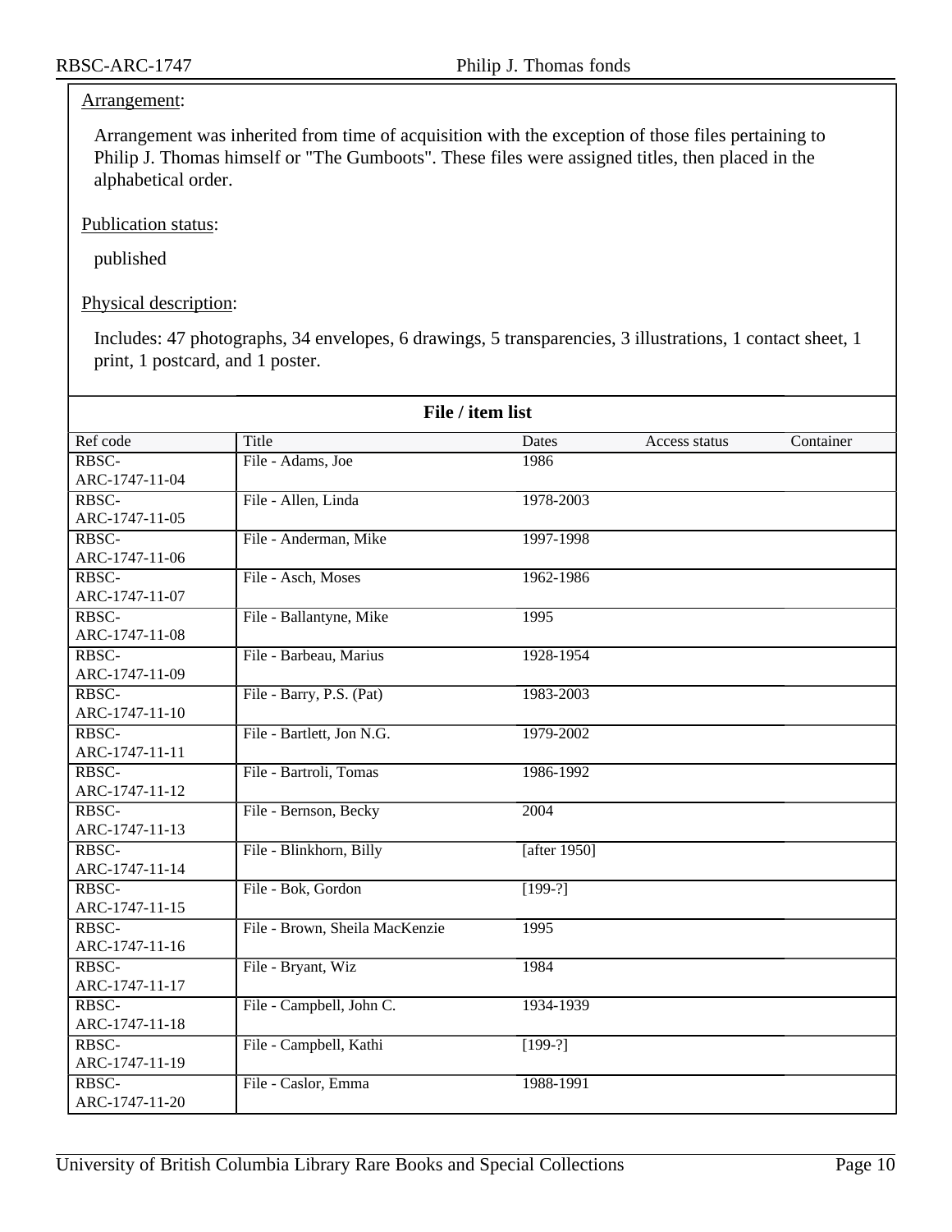Arrangement:

Arrangement was inherited from time of acquisition with the exception of those files pertaining to Philip J. Thomas himself or "The Gumboots". These files were assigned titles, then placed in the alphabetical order.

Publication status:

published

Physical description:

Includes: 47 photographs, 34 envelopes, 6 drawings, 5 transparencies, 3 illustrations, 1 contact sheet, 1 print, 1 postcard, and 1 poster.

**File / item list**

| Ref code | Title | Dates | Access status | Container |
| --- | --- | --- | --- | --- |
| RBSC-ARC-1747-11-04 | File - Adams, Joe | 1986 | | |
| RBSC-ARC-1747-11-05 | File - Allen, Linda | 1978-2003 | | |
| RBSC-ARC-1747-11-06 | File - Anderman, Mike | 1997-1998 | | |
| RBSC-ARC-1747-11-07 | File - Asch, Moses | 1962-1986 | | |
| RBSC-ARC-1747-11-08 | File - Ballantyne, Mike | 1995 | | |
| RBSC-ARC-1747-11-09 | File - Barbeau, Marius | 1928-1954 | | |
| RBSC-ARC-1747-11-10 | File - Barry, P.S. (Pat) | 1983-2003 | | |
| RBSC-ARC-1747-11-11 | File - Bartlett, Jon N.G. | 1979-2002 | | |
| RBSC-ARC-1747-11-12 | File - Bartroli, Tomas | 1986-1992 | | |
| RBSC-ARC-1747-11-13 | File - Bernson, Becky | 2004 | | |
| RBSC-ARC-1747-11-14 | File - Blinkhorn, Billy | [after 1950] | | |
| RBSC-ARC-1747-11-15 | File - Bok, Gordon | [199-?] | | |
| RBSC-ARC-1747-11-16 | File - Brown, Sheila MacKenzie | 1995 | | |
| RBSC-ARC-1747-11-17 | File - Bryant, Wiz | 1984 | | |
| RBSC-ARC-1747-11-18 | File - Campbell, John C. | 1934-1939 | | |
| RBSC-ARC-1747-11-19 | File - Campbell, Kathi | [199-?] | | |
| RBSC-ARC-1747-11-20 | File - Caslor, Emma | 1988-1991 | | |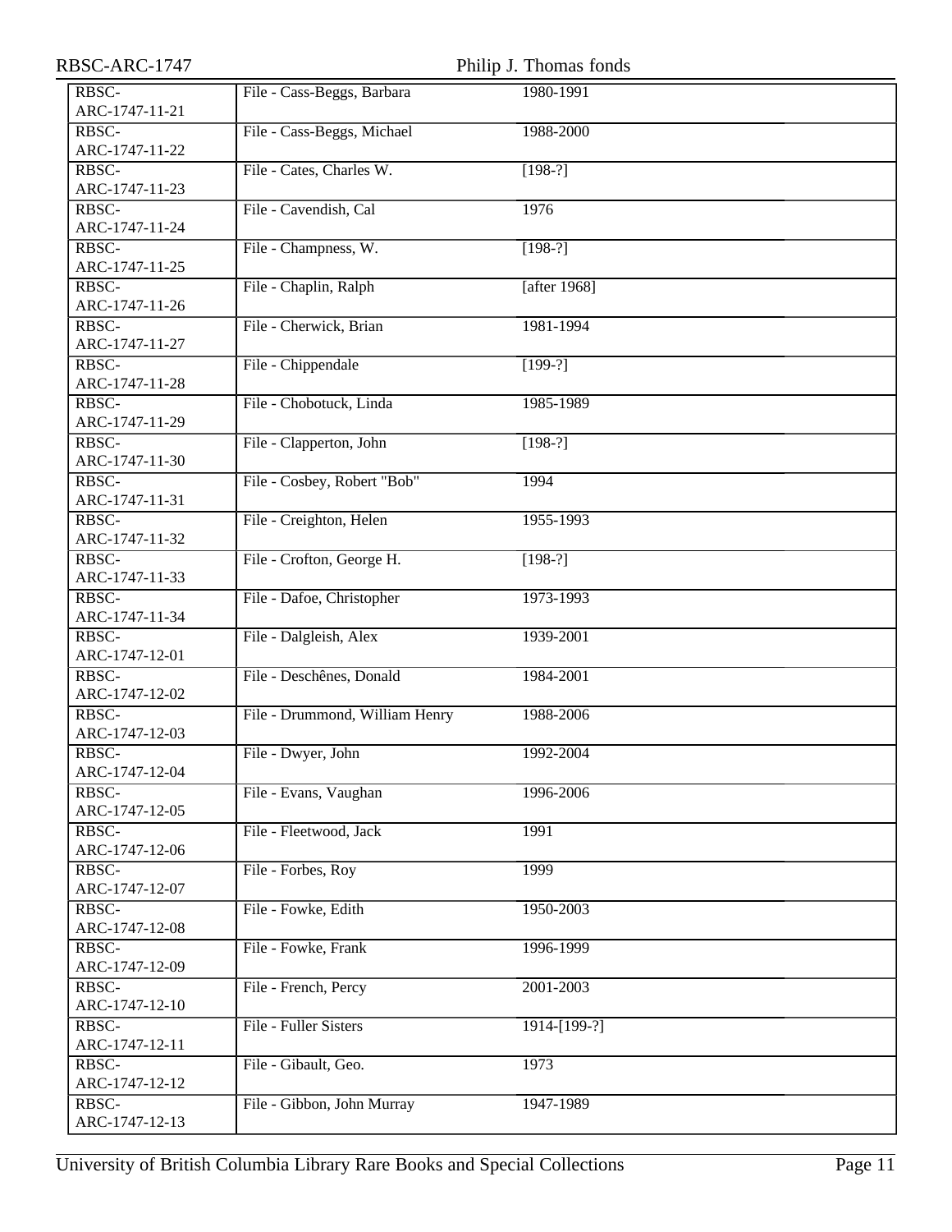| RBSC-ARC-1747-11-21 | File - Cass-Beggs, Barbara | 1980-1991 |
|---|---|---|
| RBSC-ARC-1747-11-22 | File - Cass-Beggs, Michael | 1988-2000 |
| RBSC-ARC-1747-11-23 | File - Cates, Charles W. | [198-?] |
| RBSC-ARC-1747-11-24 | File - Cavendish, Cal | 1976 |
| RBSC-ARC-1747-11-25 | File - Champness, W. | [198-?] |
| RBSC-ARC-1747-11-26 | File - Chaplin, Ralph | [after 1968] |
| RBSC-ARC-1747-11-27 | File - Cherwick, Brian | 1981-1994 |
| RBSC-ARC-1747-11-28 | File - Chippendale | [199-?] |
| RBSC-ARC-1747-11-29 | File - Chobotuck, Linda | 1985-1989 |
| RBSC-ARC-1747-11-30 | File - Clapperton, John | [198-?] |
| RBSC-ARC-1747-11-31 | File - Cosbey, Robert "Bob" | 1994 |
| RBSC-ARC-1747-11-32 | File - Creighton, Helen | 1955-1993 |
| RBSC-ARC-1747-11-33 | File - Crofton, George H. | [198-?] |
| RBSC-ARC-1747-11-34 | File - Dafoe, Christopher | 1973-1993 |
| RBSC-ARC-1747-12-01 | File - Dalgleish, Alex | 1939-2001 |
| RBSC-ARC-1747-12-02 | File - Deschênes, Donald | 1984-2001 |
| RBSC-ARC-1747-12-03 | File - Drummond, William Henry | 1988-2006 |
| RBSC-ARC-1747-12-04 | File - Dwyer, John | 1992-2004 |
| RBSC-ARC-1747-12-05 | File - Evans, Vaughan | 1996-2006 |
| RBSC-ARC-1747-12-06 | File - Fleetwood, Jack | 1991 |
| RBSC-ARC-1747-12-07 | File - Forbes, Roy | 1999 |
| RBSC-ARC-1747-12-08 | File - Fowke, Edith | 1950-2003 |
| RBSC-ARC-1747-12-09 | File - Fowke, Frank | 1996-1999 |
| RBSC-ARC-1747-12-10 | File - French, Percy | 2001-2003 |
| RBSC-ARC-1747-12-11 | File - Fuller Sisters | 1914-[199-?] |
| RBSC-ARC-1747-12-12 | File - Gibault, Geo. | 1973 |
| RBSC-ARC-1747-12-13 | File - Gibbon, John Murray | 1947-1989 |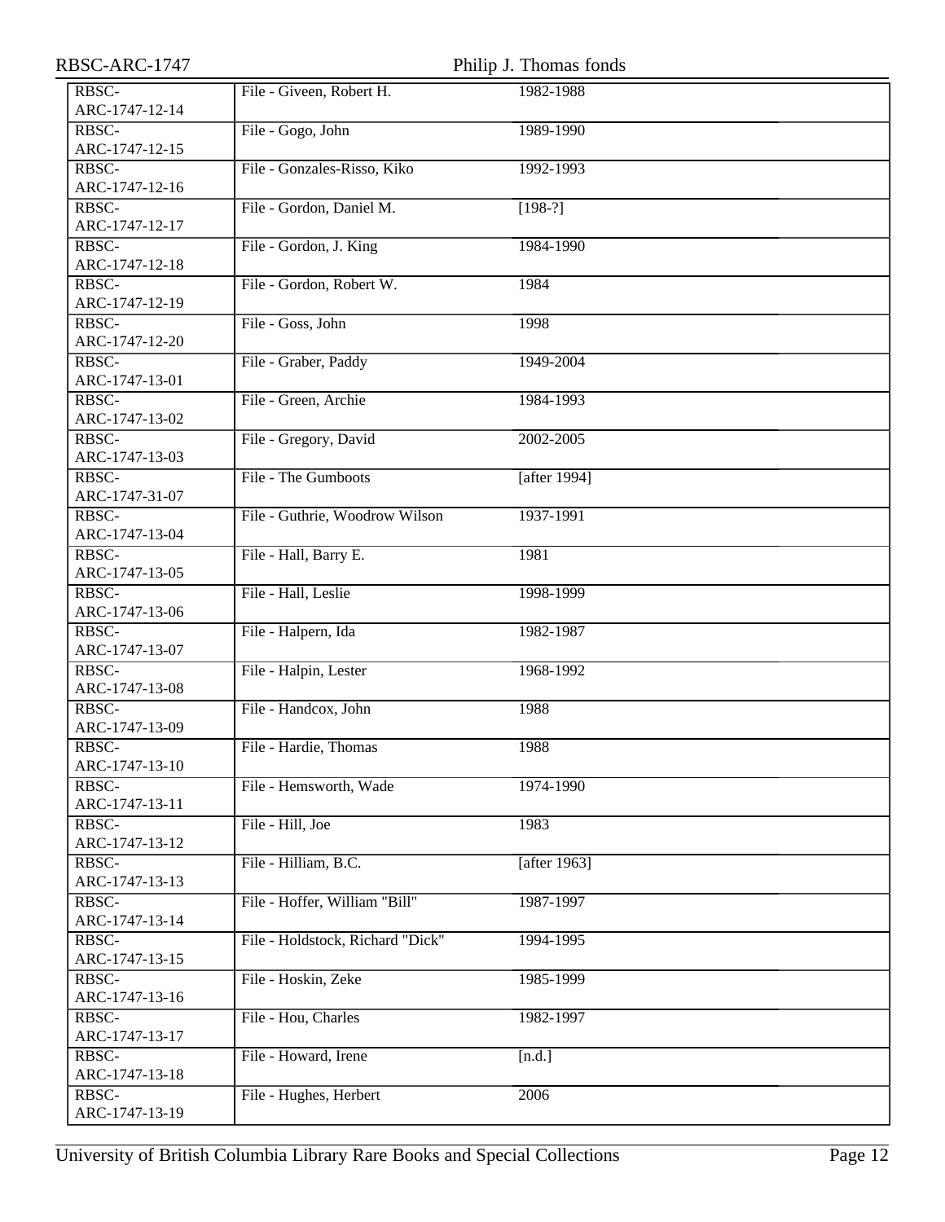| | | |
|---|---|---|
| RBSC-ARC-1747-12-14 | File - Giveen, Robert H. | 1982-1988 |
| RBSC-ARC-1747-12-15 | File - Gogo, John | 1989-1990 |
| RBSC-ARC-1747-12-16 | File - Gonzales-Risso, Kiko | 1992-1993 |
| RBSC-ARC-1747-12-17 | File - Gordon, Daniel M. | [198-?] |
| RBSC-ARC-1747-12-18 | File - Gordon, J. King | 1984-1990 |
| RBSC-ARC-1747-12-19 | File - Gordon, Robert W. | 1984 |
| RBSC-ARC-1747-12-20 | File - Goss, John | 1998 |
| RBSC-ARC-1747-13-01 | File - Graber, Paddy | 1949-2004 |
| RBSC-ARC-1747-13-02 | File - Green, Archie | 1984-1993 |
| RBSC-ARC-1747-13-03 | File - Gregory, David | 2002-2005 |
| RBSC-ARC-1747-31-07 | File - The Gumboots | [after 1994] |
| RBSC-ARC-1747-13-04 | File - Guthrie, Woodrow Wilson | 1937-1991 |
| RBSC-ARC-1747-13-05 | File - Hall, Barry E. | 1981 |
| RBSC-ARC-1747-13-06 | File - Hall, Leslie | 1998-1999 |
| RBSC-ARC-1747-13-07 | File - Halpern, Ida | 1982-1987 |
| RBSC-ARC-1747-13-08 | File - Halpin, Lester | 1968-1992 |
| RBSC-ARC-1747-13-09 | File - Handcox, John | 1988 |
| RBSC-ARC-1747-13-10 | File - Hardie, Thomas | 1988 |
| RBSC-ARC-1747-13-11 | File - Hemsworth, Wade | 1974-1990 |
| RBSC-ARC-1747-13-12 | File - Hill, Joe | 1983 |
| RBSC-ARC-1747-13-13 | File - Hilliam, B.C. | [after 1963] |
| RBSC-ARC-1747-13-14 | File - Hoffer, William "Bill" | 1987-1997 |
| RBSC-ARC-1747-13-15 | File - Holdstock, Richard "Dick" | 1994-1995 |
| RBSC-ARC-1747-13-16 | File - Hoskin, Zeke | 1985-1999 |
| RBSC-ARC-1747-13-17 | File - Hou, Charles | 1982-1997 |
| RBSC-ARC-1747-13-18 | File - Howard, Irene | [n.d.] |
| RBSC-ARC-1747-13-19 | File - Hughes, Herbert | 2006 |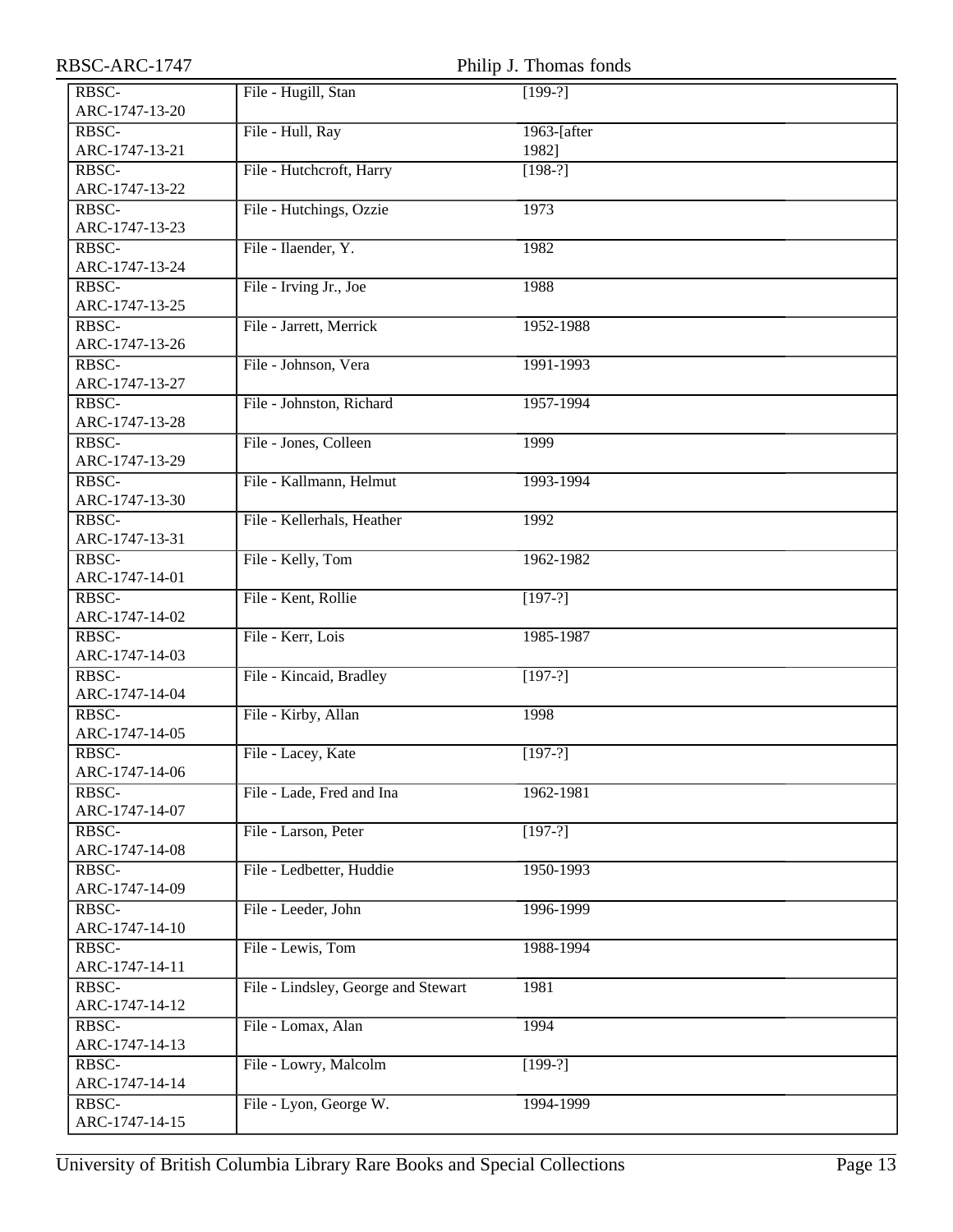| | | |
|---|---|---|
| RBSC-ARC-1747-13-20 | File - Hugill, Stan | [199-?] |
| RBSC-ARC-1747-13-21 | File - Hull, Ray | 1963-[after 1982] |
| RBSC-ARC-1747-13-22 | File - Hutchcroft, Harry | [198-?] |
| RBSC-ARC-1747-13-23 | File - Hutchings, Ozzie | 1973 |
| RBSC-ARC-1747-13-24 | File - Ilaender, Y. | 1982 |
| RBSC-ARC-1747-13-25 | File - Irving Jr., Joe | 1988 |
| RBSC-ARC-1747-13-26 | File - Jarrett, Merrick | 1952-1988 |
| RBSC-ARC-1747-13-27 | File - Johnson, Vera | 1991-1993 |
| RBSC-ARC-1747-13-28 | File - Johnston, Richard | 1957-1994 |
| RBSC-ARC-1747-13-29 | File - Jones, Colleen | 1999 |
| RBSC-ARC-1747-13-30 | File - Kallmann, Helmut | 1993-1994 |
| RBSC-ARC-1747-13-31 | File - Kellerhals, Heather | 1992 |
| RBSC-ARC-1747-14-01 | File - Kelly, Tom | 1962-1982 |
| RBSC-ARC-1747-14-02 | File - Kent, Rollie | [197-?] |
| RBSC-ARC-1747-14-03 | File - Kerr, Lois | 1985-1987 |
| RBSC-ARC-1747-14-04 | File - Kincaid, Bradley | [197-?] |
| RBSC-ARC-1747-14-05 | File - Kirby, Allan | 1998 |
| RBSC-ARC-1747-14-06 | File - Lacey, Kate | [197-?] |
| RBSC-ARC-1747-14-07 | File - Lade, Fred and Ina | 1962-1981 |
| RBSC-ARC-1747-14-08 | File - Larson, Peter | [197-?] |
| RBSC-ARC-1747-14-09 | File - Ledbetter, Huddie | 1950-1993 |
| RBSC-ARC-1747-14-10 | File - Leeder, John | 1996-1999 |
| RBSC-ARC-1747-14-11 | File - Lewis, Tom | 1988-1994 |
| RBSC-ARC-1747-14-12 | File - Lindsley, George and Stewart | 1981 |
| RBSC-ARC-1747-14-13 | File - Lomax, Alan | 1994 |
| RBSC-ARC-1747-14-14 | File - Lowry, Malcolm | [199-?] |
| RBSC-ARC-1747-14-15 | File - Lyon, George W. | 1994-1999 |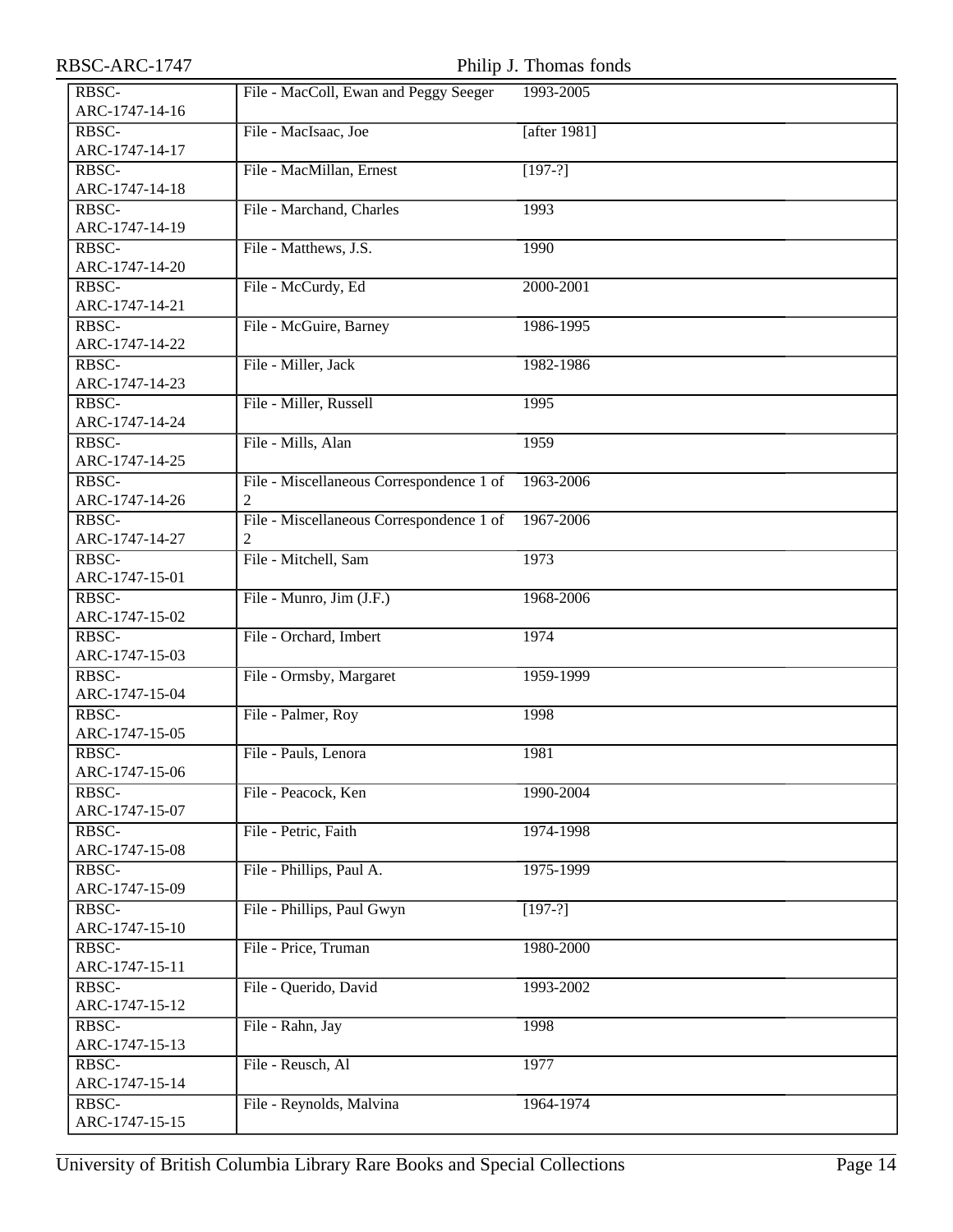| | | |
|---|---|---|
| RBSC-ARC-1747-14-16 | File - MacColl, Ewan and Peggy Seeger | 1993-2005 |
| RBSC-ARC-1747-14-17 | File - MacIsaac, Joe | [after 1981] |
| RBSC-ARC-1747-14-18 | File - MacMillan, Ernest | [197-?] |
| RBSC-ARC-1747-14-19 | File - Marchand, Charles | 1993 |
| RBSC-ARC-1747-14-20 | File - Matthews, J.S. | 1990 |
| RBSC-ARC-1747-14-21 | File - McCurdy, Ed | 2000-2001 |
| RBSC-ARC-1747-14-22 | File - McGuire, Barney | 1986-1995 |
| RBSC-ARC-1747-14-23 | File - Miller, Jack | 1982-1986 |
| RBSC-ARC-1747-14-24 | File - Miller, Russell | 1995 |
| RBSC-ARC-1747-14-25 | File - Mills, Alan | 1959 |
| RBSC-ARC-1747-14-26 | File - Miscellaneous Correspondence 1 of 2 | 1963-2006 |
| RBSC-ARC-1747-14-27 | File - Miscellaneous Correspondence 1 of 2 | 1967-2006 |
| RBSC-ARC-1747-15-01 | File - Mitchell, Sam | 1973 |
| RBSC-ARC-1747-15-02 | File - Munro, Jim (J.F.) | 1968-2006 |
| RBSC-ARC-1747-15-03 | File - Orchard, Imbert | 1974 |
| RBSC-ARC-1747-15-04 | File - Ormsby, Margaret | 1959-1999 |
| RBSC-ARC-1747-15-05 | File - Palmer, Roy | 1998 |
| RBSC-ARC-1747-15-06 | File - Pauls, Lenora | 1981 |
| RBSC-ARC-1747-15-07 | File - Peacock, Ken | 1990-2004 |
| RBSC-ARC-1747-15-08 | File - Petric, Faith | 1974-1998 |
| RBSC-ARC-1747-15-09 | File - Phillips, Paul A. | 1975-1999 |
| RBSC-ARC-1747-15-10 | File - Phillips, Paul Gwyn | [197-?] |
| RBSC-ARC-1747-15-11 | File - Price, Truman | 1980-2000 |
| RBSC-ARC-1747-15-12 | File - Querido, David | 1993-2002 |
| RBSC-ARC-1747-15-13 | File - Rahn, Jay | 1998 |
| RBSC-ARC-1747-15-14 | File - Reusch, Al | 1977 |
| RBSC-ARC-1747-15-15 | File - Reynolds, Malvina | 1964-1974 |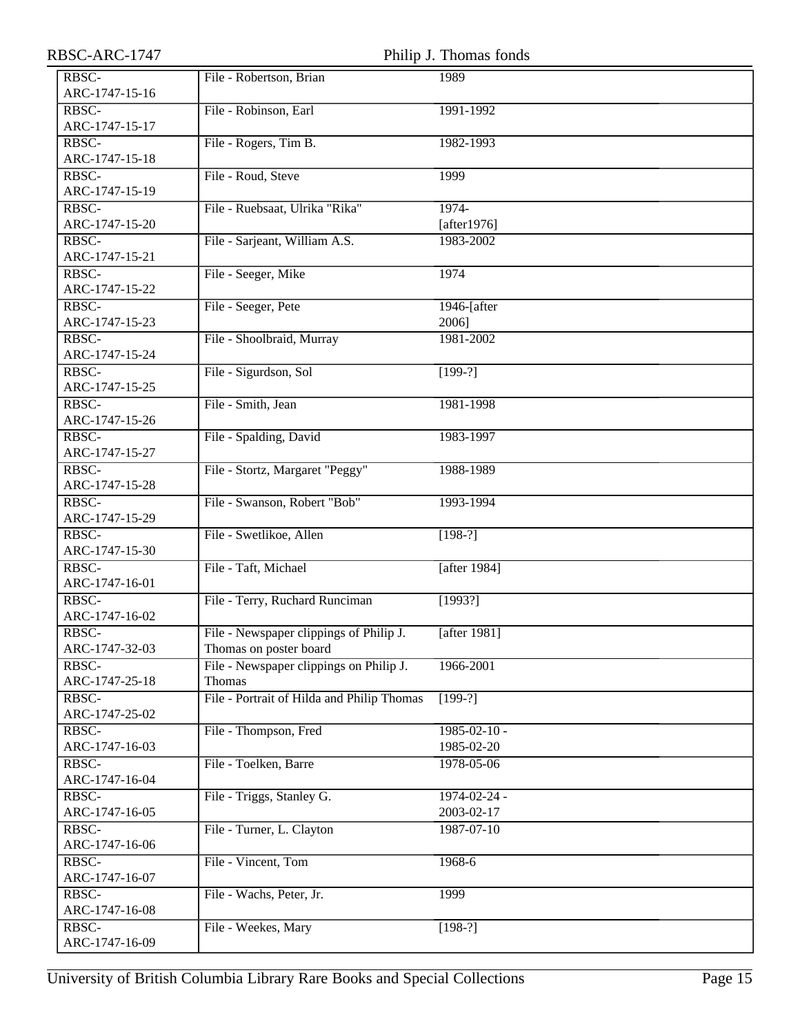| RBSC-ARC-1747-15-16 | File - Robertson, Brian | 1989 |
|---|---|---|
| RBSC-ARC-1747-15-17 | File - Robinson, Earl | 1991-1992 |
| RBSC-ARC-1747-15-18 | File - Rogers, Tim B. | 1982-1993 |
| RBSC-ARC-1747-15-19 | File - Roud, Steve | 1999 |
| RBSC-ARC-1747-15-20 | File - Ruebsaat, Ulrika "Rika" | 1974-[after1976] |
| RBSC-ARC-1747-15-21 | File - Sarjeant, William A.S. | 1983-2002 |
| RBSC-ARC-1747-15-22 | File - Seeger, Mike | 1974 |
| RBSC-ARC-1747-15-23 | File - Seeger, Pete | 1946-[after 2006] |
| RBSC-ARC-1747-15-24 | File - Shoolbraid, Murray | 1981-2002 |
| RBSC-ARC-1747-15-25 | File - Sigurdson, Sol | [199-?] |
| RBSC-ARC-1747-15-26 | File - Smith, Jean | 1981-1998 |
| RBSC-ARC-1747-15-27 | File - Spalding, David | 1983-1997 |
| RBSC-ARC-1747-15-28 | File - Stortz, Margaret "Peggy" | 1988-1989 |
| RBSC-ARC-1747-15-29 | File - Swanson, Robert "Bob" | 1993-1994 |
| RBSC-ARC-1747-15-30 | File - Swetlikoe, Allen | [198-?] |
| RBSC-ARC-1747-16-01 | File - Taft, Michael | [after 1984] |
| RBSC-ARC-1747-16-02 | File - Terry, Ruchard Runciman | [1993?] |
| RBSC-ARC-1747-32-03 | File - Newspaper clippings of Philip J. Thomas on poster board | [after 1981] |
| RBSC-ARC-1747-25-18 | File - Newspaper clippings on Philip J. Thomas | 1966-2001 |
| RBSC-ARC-1747-25-02 | File - Portrait of Hilda and Philip Thomas | [199-?] |
| RBSC-ARC-1747-16-03 | File - Thompson, Fred | 1985-02-10 - 1985-02-20 |
| RBSC-ARC-1747-16-04 | File - Toelken, Barre | 1978-05-06 |
| RBSC-ARC-1747-16-05 | File - Triggs, Stanley G. | 1974-02-24 - 2003-02-17 |
| RBSC-ARC-1747-16-06 | File - Turner, L. Clayton | 1987-07-10 |
| RBSC-ARC-1747-16-07 | File - Vincent, Tom | 1968-6 |
| RBSC-ARC-1747-16-08 | File - Wachs, Peter, Jr. | 1999 |
| RBSC-ARC-1747-16-09 | File - Weekes, Mary | [198-?] |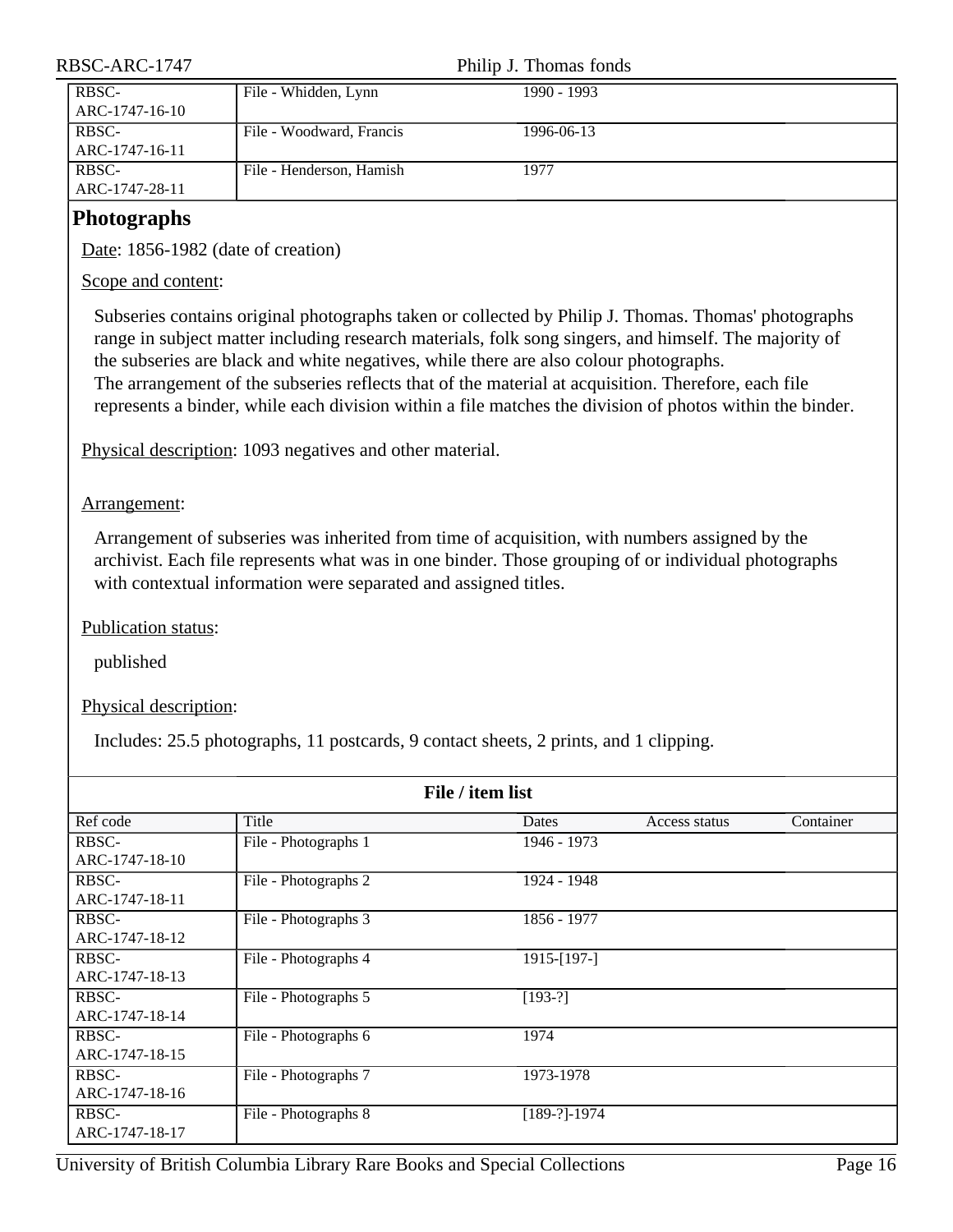| RBSC-ARC-1747-16-10 | File - Whidden, Lynn | 1990 - 1993 | | |
|---|---|---|---|---|
| RBSC-ARC-1747-16-11 | File - Woodward, Francis | 1996-06-13 | | |
| RBSC-ARC-1747-28-11 | File - Henderson, Hamish | 1977 | | |

## Photographs

Date: 1856-1982 (date of creation)

Scope and content:

Subseries contains original photographs taken or collected by Philip J. Thomas. Thomas' photographs range in subject matter including research materials, folk song singers, and himself. The majority of the subseries are black and white negatives, while there are also colour photographs.
The arrangement of the subseries reflects that of the material at acquisition. Therefore, each file represents a binder, while each division within a file matches the division of photos within the binder.

Physical description: 1093 negatives and other material.

Arrangement:

Arrangement of subseries was inherited from time of acquisition, with numbers assigned by the archivist. Each file represents what was in one binder. Those grouping of or individual photographs with contextual information were separated and assigned titles.

Publication status:

published

Physical description:

Includes: 25.5 photographs, 11 postcards, 9 contact sheets, 2 prints, and 1 clipping.

**File / item list**

| Ref code | Title | Dates | Access status | Container |
|---|---|---|---|---|
| RBSC-ARC-1747-18-10 | File - Photographs 1 | 1946 - 1973 | | |
| RBSC-ARC-1747-18-11 | File - Photographs 2 | 1924 - 1948 | | |
| RBSC-ARC-1747-18-12 | File - Photographs 3 | 1856 - 1977 | | |
| RBSC-ARC-1747-18-13 | File - Photographs 4 | 1915-[197-] | | |
| RBSC-ARC-1747-18-14 | File - Photographs 5 | [193-?] | | |
| RBSC-ARC-1747-18-15 | File - Photographs 6 | 1974 | | |
| RBSC-ARC-1747-18-16 | File - Photographs 7 | 1973-1978 | | |
| RBSC-ARC-1747-18-17 | File - Photographs 8 | [189-?]-1974 | | |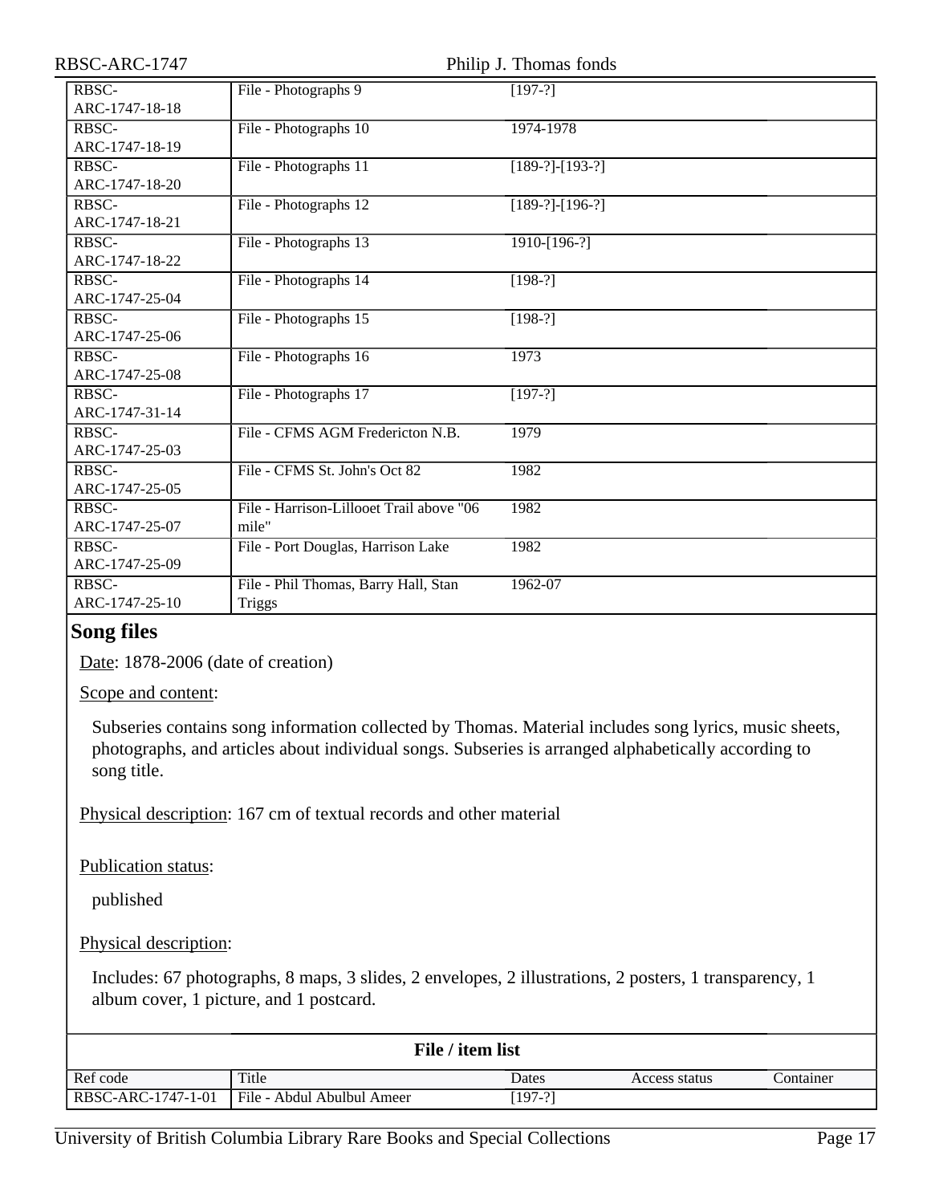| Ref code | Title | Dates | Access status | Container |
|---|---|---|---|---|
| RBSC-ARC-1747-18-18 | File - Photographs 9 | [197-?] | | |
| RBSC-ARC-1747-18-19 | File - Photographs 10 | 1974-1978 | | |
| RBSC-ARC-1747-18-20 | File - Photographs 11 | [189-?]-[193-?] | | |
| RBSC-ARC-1747-18-21 | File - Photographs 12 | [189-?]-[196-?] | | |
| RBSC-ARC-1747-18-22 | File - Photographs 13 | 1910-[196-?] | | |
| RBSC-ARC-1747-25-04 | File - Photographs 14 | [198-?] | | |
| RBSC-ARC-1747-25-06 | File - Photographs 15 | [198-?] | | |
| RBSC-ARC-1747-25-08 | File - Photographs 16 | 1973 | | |
| RBSC-ARC-1747-31-14 | File - Photographs 17 | [197-?] | | |
| RBSC-ARC-1747-25-03 | File - CFMS AGM Fredericton N.B. | 1979 | | |
| RBSC-ARC-1747-25-05 | File - CFMS St. John's Oct 82 | 1982 | | |
| RBSC-ARC-1747-25-07 | File - Harrison-Lillooet Trail above "06 mile" | 1982 | | |
| RBSC-ARC-1747-25-09 | File - Port Douglas, Harrison Lake | 1982 | | |
| RBSC-ARC-1747-25-10 | File - Phil Thomas, Barry Hall, Stan Triggs | 1962-07 | | |

## Song files

Date: 1878-2006 (date of creation)

Scope and content:

Subseries contains song information collected by Thomas. Material includes song lyrics, music sheets, photographs, and articles about individual songs. Subseries is arranged alphabetically according to song title.

Physical description: 167 cm of textual records and other material

Publication status:

published

Physical description:

Includes: 67 photographs, 8 maps, 3 slides, 2 envelopes, 2 illustrations, 2 posters, 1 transparency, 1 album cover, 1 picture, and 1 postcard.

**File / item list**

| Ref code | Title | Dates | Access status | Container |
|---|---|---|---|---|
| RBSC-ARC-1747-1-01 | File - Abdul Abulbul Ameer | [197-?] | | |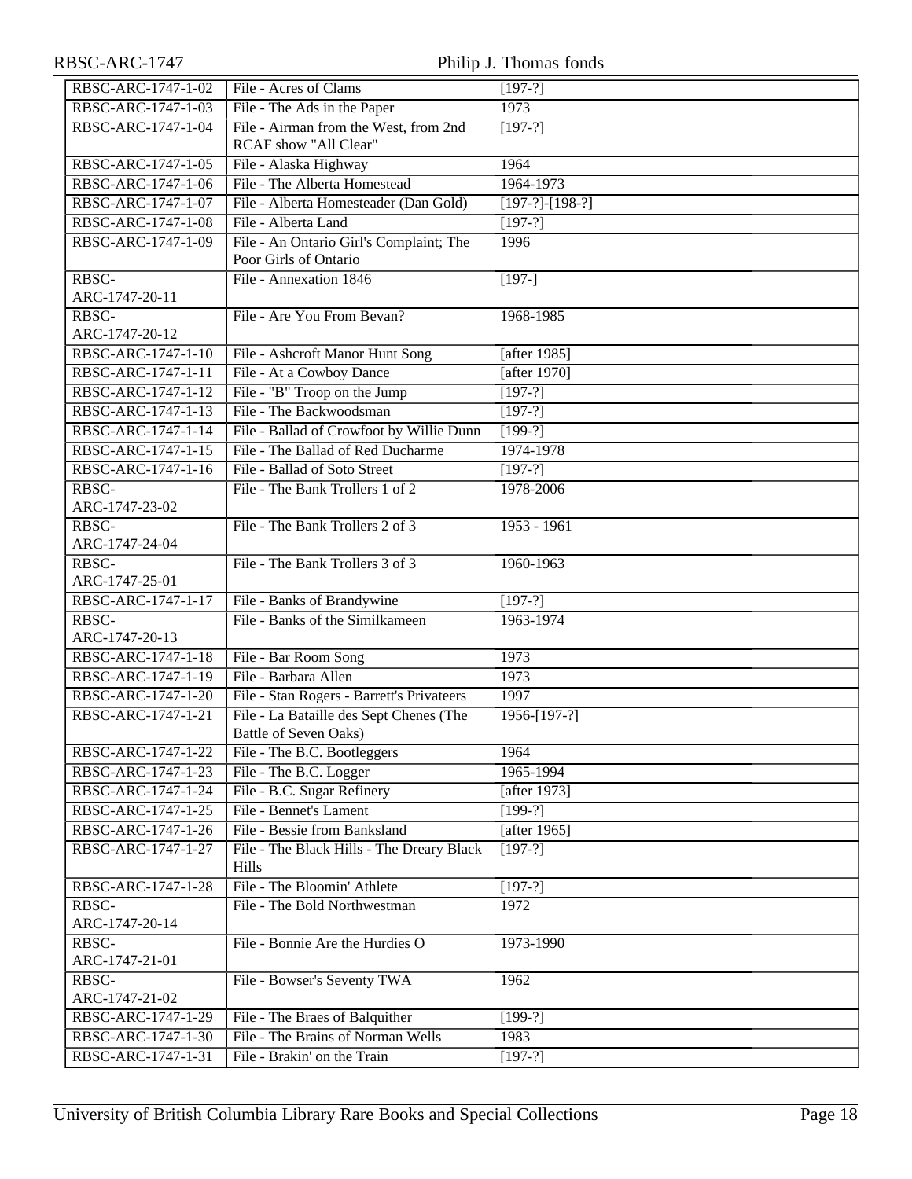| RBSC-ARC-1747-1-02 | File - Acres of Clams | [197-?] |
|---|---|---|
| RBSC-ARC-1747-1-03 | File - The Ads in the Paper | 1973 |
| RBSC-ARC-1747-1-04 | File - Airman from the West, from 2nd RCAF show "All Clear" | [197-?] |
| RBSC-ARC-1747-1-05 | File - Alaska Highway | 1964 |
| RBSC-ARC-1747-1-06 | File - The Alberta Homestead | 1964-1973 |
| RBSC-ARC-1747-1-07 | File - Alberta Homesteader (Dan Gold) | [197-?]-[198-?] |
| RBSC-ARC-1747-1-08 | File - Alberta Land | [197-?] |
| RBSC-ARC-1747-1-09 | File - An Ontario Girl's Complaint; The Poor Girls of Ontario | 1996 |
| RBSC-ARC-1747-20-11 | File - Annexation 1846 | [197-] |
| RBSC-ARC-1747-20-12 | File - Are You From Bevan? | 1968-1985 |
| RBSC-ARC-1747-1-10 | File - Ashcroft Manor Hunt Song | [after 1985] |
| RBSC-ARC-1747-1-11 | File - At a Cowboy Dance | [after 1970] |
| RBSC-ARC-1747-1-12 | File - "B" Troop on the Jump | [197-?] |
| RBSC-ARC-1747-1-13 | File - The Backwoodsman | [197-?] |
| RBSC-ARC-1747-1-14 | File - Ballad of Crowfoot by Willie Dunn | [199-?] |
| RBSC-ARC-1747-1-15 | File - The Ballad of Red Ducharme | 1974-1978 |
| RBSC-ARC-1747-1-16 | File - Ballad of Soto Street | [197-?] |
| RBSC-ARC-1747-23-02 | File - The Bank Trollers 1 of 2 | 1978-2006 |
| RBSC-ARC-1747-24-04 | File - The Bank Trollers 2 of 3 | 1953 - 1961 |
| RBSC-ARC-1747-25-01 | File - The Bank Trollers 3 of 3 | 1960-1963 |
| RBSC-ARC-1747-1-17 | File - Banks of Brandywine | [197-?] |
| RBSC-ARC-1747-20-13 | File - Banks of the Similkameen | 1963-1974 |
| RBSC-ARC-1747-1-18 | File - Bar Room Song | 1973 |
| RBSC-ARC-1747-1-19 | File - Barbara Allen | 1973 |
| RBSC-ARC-1747-1-20 | File - Stan Rogers - Barrett's Privateers | 1997 |
| RBSC-ARC-1747-1-21 | File - La Bataille des Sept Chenes (The Battle of Seven Oaks) | 1956-[197-?] |
| RBSC-ARC-1747-1-22 | File - The B.C. Bootleggers | 1964 |
| RBSC-ARC-1747-1-23 | File - The B.C. Logger | 1965-1994 |
| RBSC-ARC-1747-1-24 | File - B.C. Sugar Refinery | [after 1973] |
| RBSC-ARC-1747-1-25 | File - Bennet's Lament | [199-?] |
| RBSC-ARC-1747-1-26 | File - Bessie from Banksland | [after 1965] |
| RBSC-ARC-1747-1-27 | File - The Black Hills - The Dreary Black Hills | [197-?] |
| RBSC-ARC-1747-1-28 | File - The Bloomin' Athlete | [197-?] |
| RBSC-ARC-1747-20-14 | File - The Bold Northwestman | 1972 |
| RBSC-ARC-1747-21-01 | File - Bonnie Are the Hurdies O | 1973-1990 |
| RBSC-ARC-1747-21-02 | File - Bowser's Seventy TWA | 1962 |
| RBSC-ARC-1747-1-29 | File - The Braes of Balquither | [199-?] |
| RBSC-ARC-1747-1-30 | File - The Brains of Norman Wells | 1983 |
| RBSC-ARC-1747-1-31 | File - Brakin' on the Train | [197-?] |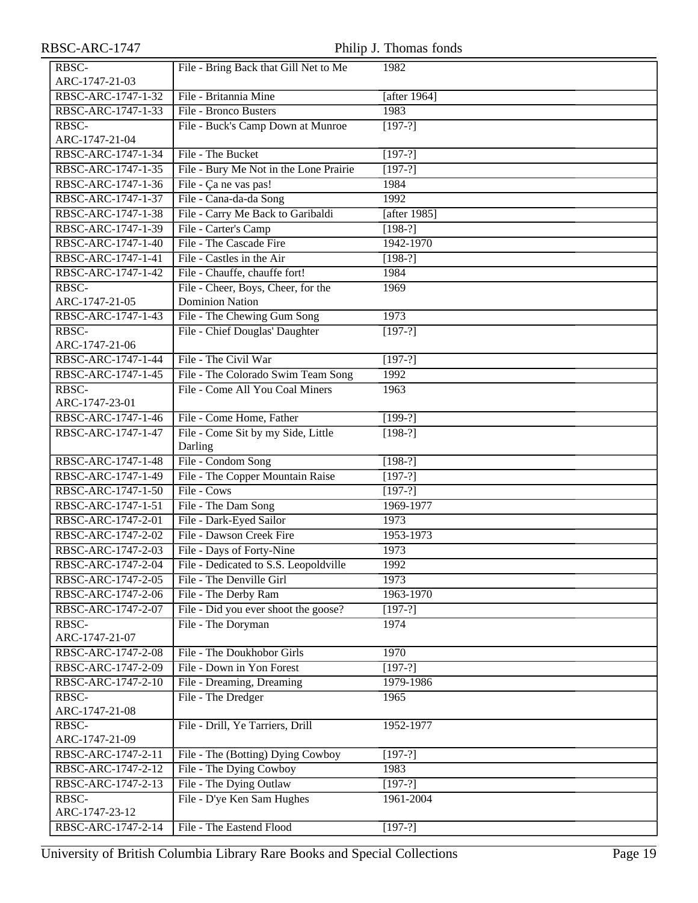| | | |
|---|---|---|
| RBSC-ARC-1747-21-03 | File - Bring Back that Gill Net to Me | 1982 |
| RBSC-ARC-1747-1-32 | File - Britannia Mine | [after 1964] |
| RBSC-ARC-1747-1-33 | File - Bronco Busters | 1983 |
| RBSC-ARC-1747-21-04 | File - Buck's Camp Down at Munroe | [197-?] |
| RBSC-ARC-1747-1-34 | File - The Bucket | [197-?] |
| RBSC-ARC-1747-1-35 | File - Bury Me Not in the Lone Prairie | [197-?] |
| RBSC-ARC-1747-1-36 | File - Ça ne vas pas! | 1984 |
| RBSC-ARC-1747-1-37 | File - Cana-da-da Song | 1992 |
| RBSC-ARC-1747-1-38 | File - Carry Me Back to Garibaldi | [after 1985] |
| RBSC-ARC-1747-1-39 | File - Carter's Camp | [198-?] |
| RBSC-ARC-1747-1-40 | File - The Cascade Fire | 1942-1970 |
| RBSC-ARC-1747-1-41 | File - Castles in the Air | [198-?] |
| RBSC-ARC-1747-1-42 | File - Chauffe, chauffe fort! | 1984 |
| RBSC-ARC-1747-21-05 | File - Cheer, Boys, Cheer, for the Dominion Nation | 1969 |
| RBSC-ARC-1747-1-43 | File - The Chewing Gum Song | 1973 |
| RBSC-ARC-1747-21-06 | File - Chief Douglas' Daughter | [197-?] |
| RBSC-ARC-1747-1-44 | File - The Civil War | [197-?] |
| RBSC-ARC-1747-1-45 | File - The Colorado Swim Team Song | 1992 |
| RBSC-ARC-1747-23-01 | File - Come All You Coal Miners | 1963 |
| RBSC-ARC-1747-1-46 | File - Come Home, Father | [199-?] |
| RBSC-ARC-1747-1-47 | File - Come Sit by my Side, Little Darling | [198-?] |
| RBSC-ARC-1747-1-48 | File - Condom Song | [198-?] |
| RBSC-ARC-1747-1-49 | File - The Copper Mountain Raise | [197-?] |
| RBSC-ARC-1747-1-50 | File - Cows | [197-?] |
| RBSC-ARC-1747-1-51 | File - The Dam Song | 1969-1977 |
| RBSC-ARC-1747-2-01 | File - Dark-Eyed Sailor | 1973 |
| RBSC-ARC-1747-2-02 | File - Dawson Creek Fire | 1953-1973 |
| RBSC-ARC-1747-2-03 | File - Days of Forty-Nine | 1973 |
| RBSC-ARC-1747-2-04 | File - Dedicated to S.S. Leopoldville | 1992 |
| RBSC-ARC-1747-2-05 | File - The Denville Girl | 1973 |
| RBSC-ARC-1747-2-06 | File - The Derby Ram | 1963-1970 |
| RBSC-ARC-1747-2-07 | File - Did you ever shoot the goose? | [197-?] |
| RBSC-ARC-1747-21-07 | File - The Doryman | 1974 |
| RBSC-ARC-1747-2-08 | File - The Doukhobor Girls | 1970 |
| RBSC-ARC-1747-2-09 | File - Down in Yon Forest | [197-?] |
| RBSC-ARC-1747-2-10 | File - Dreaming, Dreaming | 1979-1986 |
| RBSC-ARC-1747-21-08 | File - The Dredger | 1965 |
| RBSC-ARC-1747-21-09 | File - Drill, Ye Tarriers, Drill | 1952-1977 |
| RBSC-ARC-1747-2-11 | File - The (Botting) Dying Cowboy | [197-?] |
| RBSC-ARC-1747-2-12 | File - The Dying Cowboy | 1983 |
| RBSC-ARC-1747-2-13 | File - The Dying Outlaw | [197-?] |
| RBSC-ARC-1747-23-12 | File - D'ye Ken Sam Hughes | 1961-2004 |
| RBSC-ARC-1747-2-14 | File - The Eastend Flood | [197-?] |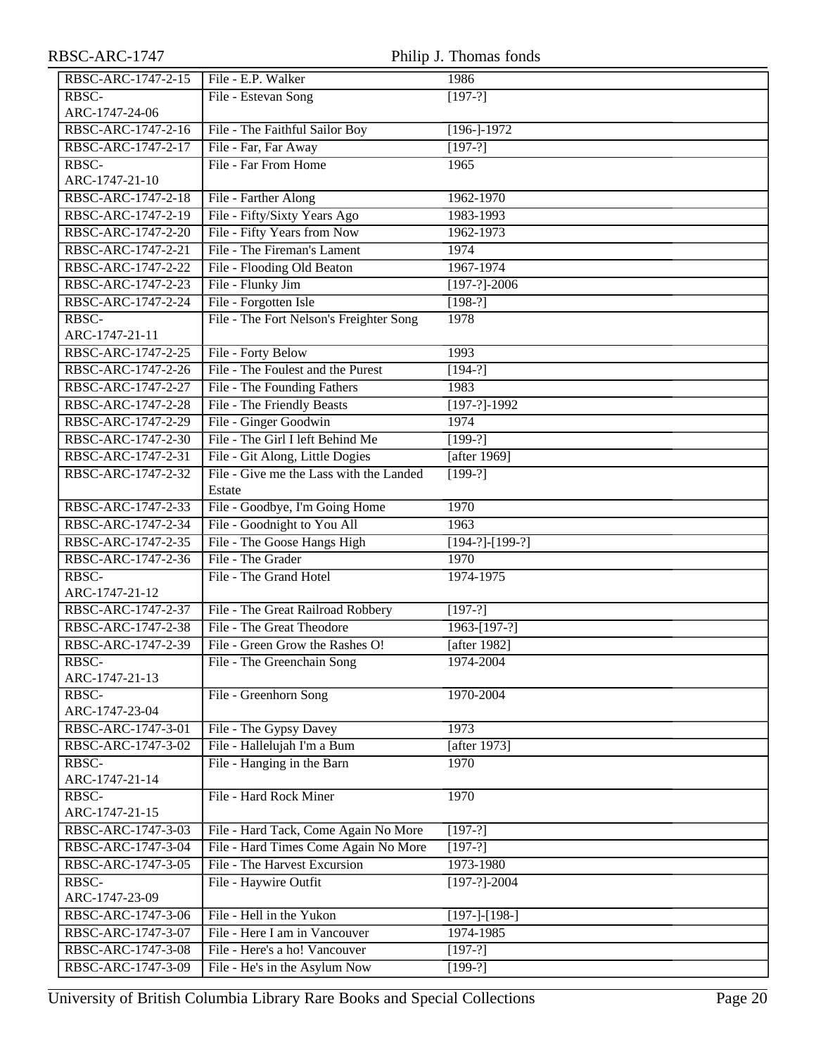| | | |
|---|---|---|
| RBSC-ARC-1747-2-15 | File - E.P. Walker | 1986 |
| RBSC-ARC-1747-24-06 | File - Estevan Song | [197-?] |
| RBSC-ARC-1747-2-16 | File - The Faithful Sailor Boy | [196-]-1972 |
| RBSC-ARC-1747-2-17 | File - Far, Far Away | [197-?] |
| RBSC-ARC-1747-21-10 | File - Far From Home | 1965 |
| RBSC-ARC-1747-2-18 | File - Farther Along | 1962-1970 |
| RBSC-ARC-1747-2-19 | File - Fifty/Sixty Years Ago | 1983-1993 |
| RBSC-ARC-1747-2-20 | File - Fifty Years from Now | 1962-1973 |
| RBSC-ARC-1747-2-21 | File - The Fireman's Lament | 1974 |
| RBSC-ARC-1747-2-22 | File - Flooding Old Beaton | 1967-1974 |
| RBSC-ARC-1747-2-23 | File - Flunky Jim | [197-?]-2006 |
| RBSC-ARC-1747-2-24 | File - Forgotten Isle | [198-?] |
| RBSC-ARC-1747-21-11 | File - The Fort Nelson's Freighter Song | 1978 |
| RBSC-ARC-1747-2-25 | File - Forty Below | 1993 |
| RBSC-ARC-1747-2-26 | File - The Foulest and the Purest | [194-?] |
| RBSC-ARC-1747-2-27 | File - The Founding Fathers | 1983 |
| RBSC-ARC-1747-2-28 | File - The Friendly Beasts | [197-?]-1992 |
| RBSC-ARC-1747-2-29 | File - Ginger Goodwin | 1974 |
| RBSC-ARC-1747-2-30 | File - The Girl I left Behind Me | [199-?] |
| RBSC-ARC-1747-2-31 | File - Git Along, Little Dogies | [after 1969] |
| RBSC-ARC-1747-2-32 | File - Give me the Lass with the Landed Estate | [199-?] |
| RBSC-ARC-1747-2-33 | File - Goodbye, I'm Going Home | 1970 |
| RBSC-ARC-1747-2-34 | File - Goodnight to You All | 1963 |
| RBSC-ARC-1747-2-35 | File - The Goose Hangs High | [194-?]-[199-?] |
| RBSC-ARC-1747-2-36 | File - The Grader | 1970 |
| RBSC-ARC-1747-21-12 | File - The Grand Hotel | 1974-1975 |
| RBSC-ARC-1747-2-37 | File - The Great Railroad Robbery | [197-?] |
| RBSC-ARC-1747-2-38 | File - The Great Theodore | 1963-[197-?] |
| RBSC-ARC-1747-2-39 | File - Green Grow the Rashes O! | [after 1982] |
| RBSC-ARC-1747-21-13 | File - The Greenchain Song | 1974-2004 |
| RBSC-ARC-1747-23-04 | File - Greenhorn Song | 1970-2004 |
| RBSC-ARC-1747-3-01 | File - The Gypsy Davey | 1973 |
| RBSC-ARC-1747-3-02 | File - Hallelujah I'm a Bum | [after 1973] |
| RBSC-ARC-1747-21-14 | File - Hanging in the Barn | 1970 |
| RBSC-ARC-1747-21-15 | File - Hard Rock Miner | 1970 |
| RBSC-ARC-1747-3-03 | File - Hard Tack, Come Again No More | [197-?] |
| RBSC-ARC-1747-3-04 | File - Hard Times Come Again No More | [197-?] |
| RBSC-ARC-1747-3-05 | File - The Harvest Excursion | 1973-1980 |
| RBSC-ARC-1747-23-09 | File - Haywire Outfit | [197-?]-2004 |
| RBSC-ARC-1747-3-06 | File - Hell in the Yukon | [197-]-[198-] |
| RBSC-ARC-1747-3-07 | File - Here I am in Vancouver | 1974-1985 |
| RBSC-ARC-1747-3-08 | File - Here's a ho! Vancouver | [197-?] |
| RBSC-ARC-1747-3-09 | File - He's in the Asylum Now | [199-?] |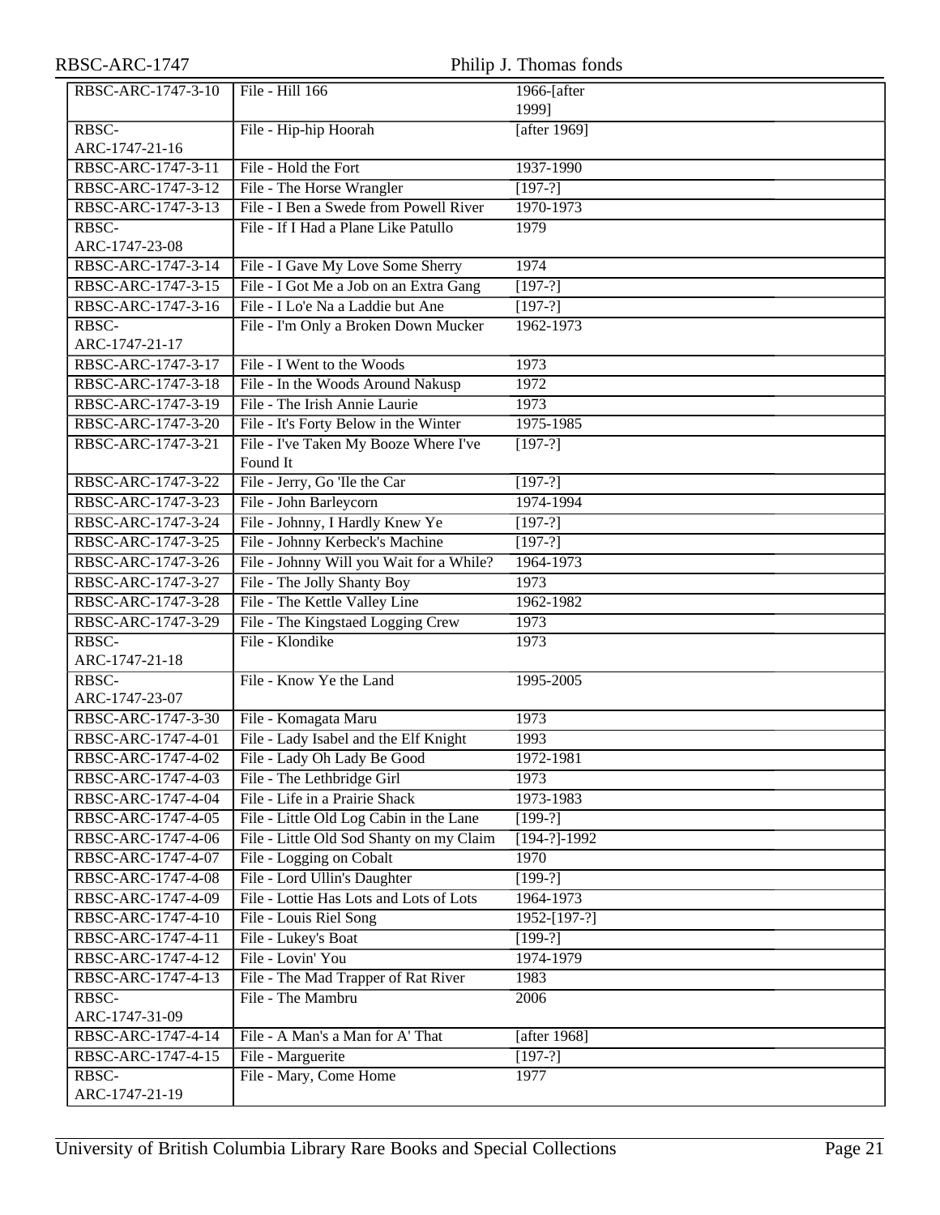| | | |
|---|---|---|
| RBSC-ARC-1747-3-10 | File - Hill 166 | 1966-[after 1999] |
| RBSC-ARC-1747-21-16 | File - Hip-hip Hoorah | [after 1969] |
| RBSC-ARC-1747-3-11 | File - Hold the Fort | 1937-1990 |
| RBSC-ARC-1747-3-12 | File - The Horse Wrangler | [197-?] |
| RBSC-ARC-1747-3-13 | File - I Ben a Swede from Powell River | 1970-1973 |
| RBSC-ARC-1747-23-08 | File - If I Had a Plane Like Patullo | 1979 |
| RBSC-ARC-1747-3-14 | File - I Gave My Love Some Sherry | 1974 |
| RBSC-ARC-1747-3-15 | File - I Got Me a Job on an Extra Gang | [197-?] |
| RBSC-ARC-1747-3-16 | File - I Lo'e Na a Laddie but Ane | [197-?] |
| RBSC-ARC-1747-21-17 | File - I'm Only a Broken Down Mucker | 1962-1973 |
| RBSC-ARC-1747-3-17 | File - I Went to the Woods | 1973 |
| RBSC-ARC-1747-3-18 | File - In the Woods Around Nakusp | 1972 |
| RBSC-ARC-1747-3-19 | File - The Irish Annie Laurie | 1973 |
| RBSC-ARC-1747-3-20 | File - It's Forty Below in the Winter | 1975-1985 |
| RBSC-ARC-1747-3-21 | File - I've Taken My Booze Where I've Found It | [197-?] |
| RBSC-ARC-1747-3-22 | File - Jerry, Go 'Ile the Car | [197-?] |
| RBSC-ARC-1747-3-23 | File - John Barleycorn | 1974-1994 |
| RBSC-ARC-1747-3-24 | File - Johnny, I Hardly Knew Ye | [197-?] |
| RBSC-ARC-1747-3-25 | File - Johnny Kerbeck's Machine | [197-?] |
| RBSC-ARC-1747-3-26 | File - Johnny Will you Wait for a While? | 1964-1973 |
| RBSC-ARC-1747-3-27 | File - The Jolly Shanty Boy | 1973 |
| RBSC-ARC-1747-3-28 | File - The Kettle Valley Line | 1962-1982 |
| RBSC-ARC-1747-3-29 | File - The Kingstaed Logging Crew | 1973 |
| RBSC-ARC-1747-21-18 | File - Klondike | 1973 |
| RBSC-ARC-1747-23-07 | File - Know Ye the Land | 1995-2005 |
| RBSC-ARC-1747-3-30 | File - Komagata Maru | 1973 |
| RBSC-ARC-1747-4-01 | File - Lady Isabel and the Elf Knight | 1993 |
| RBSC-ARC-1747-4-02 | File - Lady Oh Lady Be Good | 1972-1981 |
| RBSC-ARC-1747-4-03 | File - The Lethbridge Girl | 1973 |
| RBSC-ARC-1747-4-04 | File - Life in a Prairie Shack | 1973-1983 |
| RBSC-ARC-1747-4-05 | File - Little Old Log Cabin in the Lane | [199-?] |
| RBSC-ARC-1747-4-06 | File - Little Old Sod Shanty on my Claim | [194-?]-1992 |
| RBSC-ARC-1747-4-07 | File - Logging on Cobalt | 1970 |
| RBSC-ARC-1747-4-08 | File - Lord Ullin's Daughter | [199-?] |
| RBSC-ARC-1747-4-09 | File - Lottie Has Lots and Lots of Lots | 1964-1973 |
| RBSC-ARC-1747-4-10 | File - Louis Riel Song | 1952-[197-?] |
| RBSC-ARC-1747-4-11 | File - Lukey's Boat | [199-?] |
| RBSC-ARC-1747-4-12 | File - Lovin' You | 1974-1979 |
| RBSC-ARC-1747-4-13 | File - The Mad Trapper of Rat River | 1983 |
| RBSC-ARC-1747-31-09 | File - The Mambru | 2006 |
| RBSC-ARC-1747-4-14 | File - A Man's a Man for A' That | [after 1968] |
| RBSC-ARC-1747-4-15 | File - Marguerite | [197-?] |
| RBSC-ARC-1747-21-19 | File - Mary, Come Home | 1977 |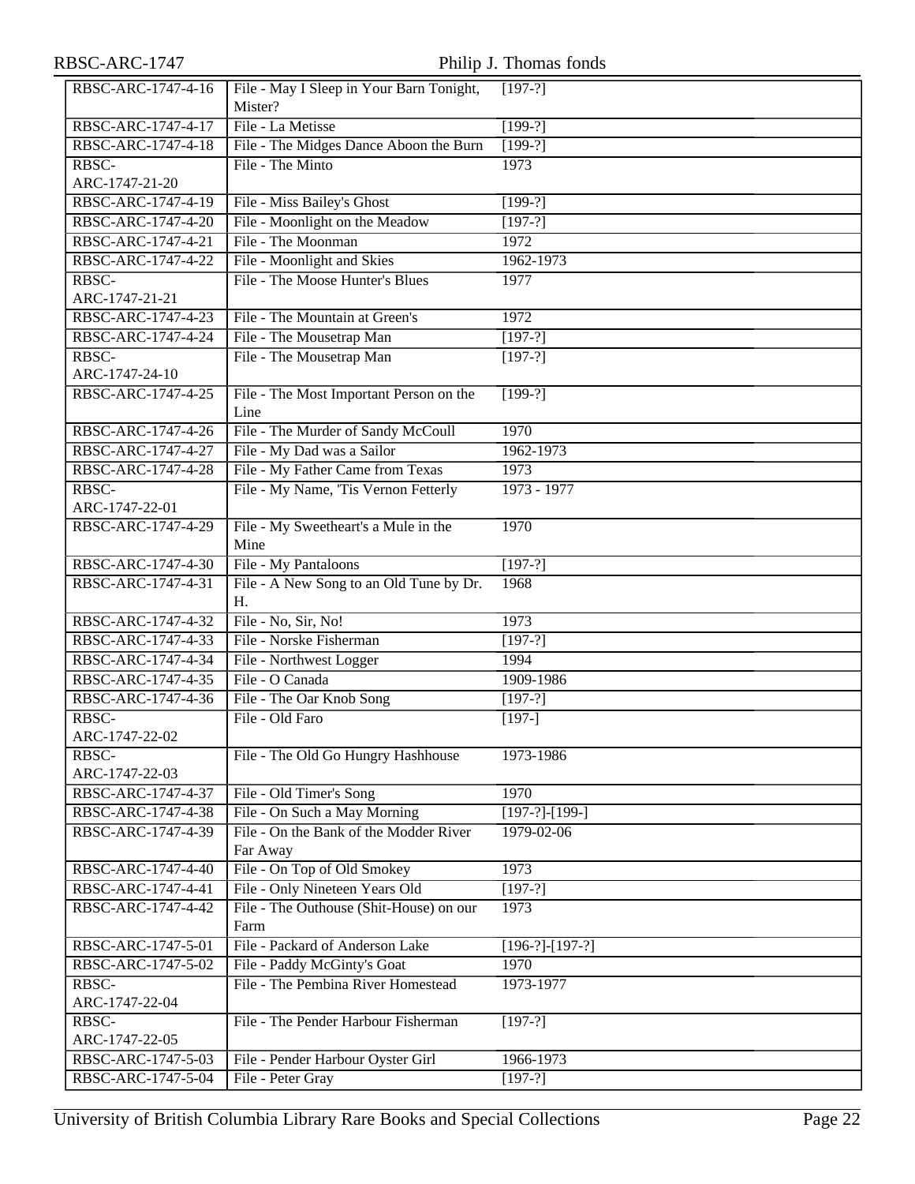| | | |
|---|---|---|
| RBSC-ARC-1747-4-16 | File - May I Sleep in Your Barn Tonight, Mister? | [197-?] |
| RBSC-ARC-1747-4-17 | File - La Metisse | [199-?] |
| RBSC-ARC-1747-4-18 | File - The Midges Dance Aboon the Burn | [199-?] |
| RBSC-ARC-1747-21-20 | File - The Minto | 1973 |
| RBSC-ARC-1747-4-19 | File - Miss Bailey's Ghost | [199-?] |
| RBSC-ARC-1747-4-20 | File - Moonlight on the Meadow | [197-?] |
| RBSC-ARC-1747-4-21 | File - The Moonman | 1972 |
| RBSC-ARC-1747-4-22 | File - Moonlight and Skies | 1962-1973 |
| RBSC-ARC-1747-21-21 | File - The Moose Hunter's Blues | 1977 |
| RBSC-ARC-1747-4-23 | File - The Mountain at Green's | 1972 |
| RBSC-ARC-1747-4-24 | File - The Mousetrap Man | [197-?] |
| RBSC-ARC-1747-24-10 | File - The Mousetrap Man | [197-?] |
| RBSC-ARC-1747-4-25 | File - The Most Important Person on the Line | [199-?] |
| RBSC-ARC-1747-4-26 | File - The Murder of Sandy McCoull | 1970 |
| RBSC-ARC-1747-4-27 | File - My Dad was a Sailor | 1962-1973 |
| RBSC-ARC-1747-4-28 | File - My Father Came from Texas | 1973 |
| RBSC-ARC-1747-22-01 | File - My Name, 'Tis Vernon Fetterly | 1973 - 1977 |
| RBSC-ARC-1747-4-29 | File - My Sweetheart's a Mule in the Mine | 1970 |
| RBSC-ARC-1747-4-30 | File - My Pantaloons | [197-?] |
| RBSC-ARC-1747-4-31 | File - A New Song to an Old Tune by Dr. H. | 1968 |
| RBSC-ARC-1747-4-32 | File - No, Sir, No! | 1973 |
| RBSC-ARC-1747-4-33 | File - Norske Fisherman | [197-?] |
| RBSC-ARC-1747-4-34 | File - Northwest Logger | 1994 |
| RBSC-ARC-1747-4-35 | File - O Canada | 1909-1986 |
| RBSC-ARC-1747-4-36 | File - The Oar Knob Song | [197-?] |
| RBSC-ARC-1747-22-02 | File - Old Faro | [197-] |
| RBSC-ARC-1747-22-03 | File - The Old Go Hungry Hashhouse | 1973-1986 |
| RBSC-ARC-1747-4-37 | File - Old Timer's Song | 1970 |
| RBSC-ARC-1747-4-38 | File - On Such a May Morning | [197-?]-[199-] |
| RBSC-ARC-1747-4-39 | File - On the Bank of the Modder River Far Away | 1979-02-06 |
| RBSC-ARC-1747-4-40 | File - On Top of Old Smokey | 1973 |
| RBSC-ARC-1747-4-41 | File - Only Nineteen Years Old | [197-?] |
| RBSC-ARC-1747-4-42 | File - The Outhouse (Shit-House) on our Farm | 1973 |
| RBSC-ARC-1747-5-01 | File - Packard of Anderson Lake | [196-?]-[197-?] |
| RBSC-ARC-1747-5-02 | File - Paddy McGinty's Goat | 1970 |
| RBSC-ARC-1747-22-04 | File - The Pembina River Homestead | 1973-1977 |
| RBSC-ARC-1747-22-05 | File - The Pender Harbour Fisherman | [197-?] |
| RBSC-ARC-1747-5-03 | File - Pender Harbour Oyster Girl | 1966-1973 |
| RBSC-ARC-1747-5-04 | File - Peter Gray | [197-?] |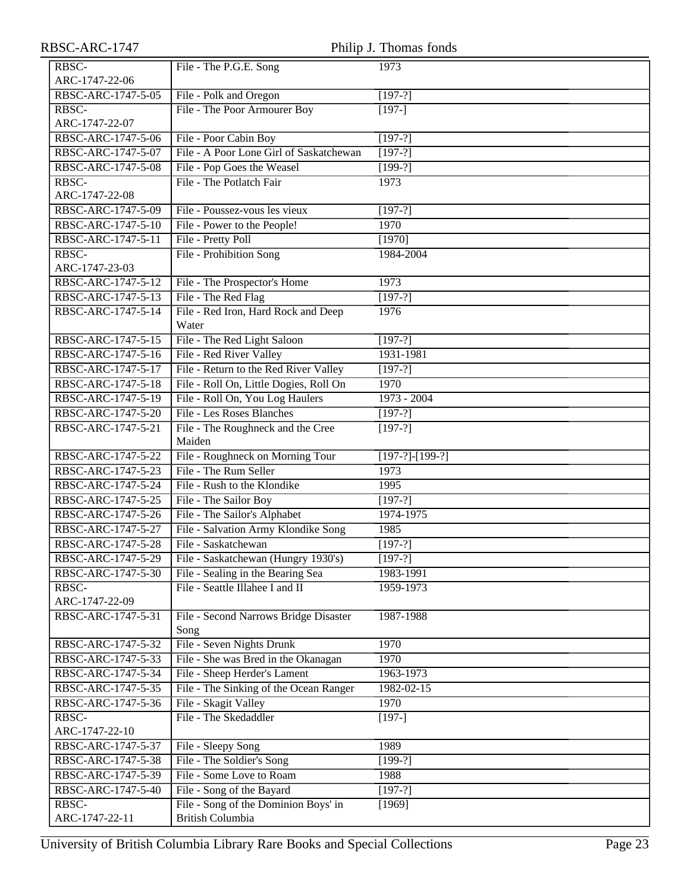| | | |
|---|---|---|
| RBSC-ARC-1747-22-06 | File - The P.G.E. Song | 1973 |
| RBSC-ARC-1747-5-05 | File - Polk and Oregon | [197-?] |
| RBSC-ARC-1747-22-07 | File - The Poor Armourer Boy | [197-] |
| RBSC-ARC-1747-5-06 | File - Poor Cabin Boy | [197-?] |
| RBSC-ARC-1747-5-07 | File - A Poor Lone Girl of Saskatchewan | [197-?] |
| RBSC-ARC-1747-5-08 | File - Pop Goes the Weasel | [199-?] |
| RBSC-ARC-1747-22-08 | File - The Potlatch Fair | 1973 |
| RBSC-ARC-1747-5-09 | File - Poussez-vous les vieux | [197-?] |
| RBSC-ARC-1747-5-10 | File - Power to the People! | 1970 |
| RBSC-ARC-1747-5-11 | File - Pretty Poll | [1970] |
| RBSC-ARC-1747-23-03 | File - Prohibition Song | 1984-2004 |
| RBSC-ARC-1747-5-12 | File - The Prospector's Home | 1973 |
| RBSC-ARC-1747-5-13 | File - The Red Flag | [197-?] |
| RBSC-ARC-1747-5-14 | File - Red Iron, Hard Rock and Deep Water | 1976 |
| RBSC-ARC-1747-5-15 | File - The Red Light Saloon | [197-?] |
| RBSC-ARC-1747-5-16 | File - Red River Valley | 1931-1981 |
| RBSC-ARC-1747-5-17 | File - Return to the Red River Valley | [197-?] |
| RBSC-ARC-1747-5-18 | File - Roll On, Little Dogies, Roll On | 1970 |
| RBSC-ARC-1747-5-19 | File - Roll On, You Log Haulers | 1973 - 2004 |
| RBSC-ARC-1747-5-20 | File - Les Roses Blanches | [197-?] |
| RBSC-ARC-1747-5-21 | File - The Roughneck and the Cree Maiden | [197-?] |
| RBSC-ARC-1747-5-22 | File - Roughneck on Morning Tour | [197-?]-[199-?] |
| RBSC-ARC-1747-5-23 | File - The Rum Seller | 1973 |
| RBSC-ARC-1747-5-24 | File - Rush to the Klondike | 1995 |
| RBSC-ARC-1747-5-25 | File - The Sailor Boy | [197-?] |
| RBSC-ARC-1747-5-26 | File - The Sailor's Alphabet | 1974-1975 |
| RBSC-ARC-1747-5-27 | File - Salvation Army Klondike Song | 1985 |
| RBSC-ARC-1747-5-28 | File - Saskatchewan | [197-?] |
| RBSC-ARC-1747-5-29 | File - Saskatchewan (Hungry 1930's) | [197-?] |
| RBSC-ARC-1747-5-30 | File - Sealing in the Bearing Sea | 1983-1991 |
| RBSC-ARC-1747-22-09 | File - Seattle Illahee I and II | 1959-1973 |
| RBSC-ARC-1747-5-31 | File - Second Narrows Bridge Disaster Song | 1987-1988 |
| RBSC-ARC-1747-5-32 | File - Seven Nights Drunk | 1970 |
| RBSC-ARC-1747-5-33 | File - She was Bred in the Okanagan | 1970 |
| RBSC-ARC-1747-5-34 | File - Sheep Herder's Lament | 1963-1973 |
| RBSC-ARC-1747-5-35 | File - The Sinking of the Ocean Ranger | 1982-02-15 |
| RBSC-ARC-1747-5-36 | File - Skagit Valley | 1970 |
| RBSC-ARC-1747-22-10 | File - The Skedaddler | [197-] |
| RBSC-ARC-1747-5-37 | File - Sleepy Song | 1989 |
| RBSC-ARC-1747-5-38 | File - The Soldier's Song | [199-?] |
| RBSC-ARC-1747-5-39 | File - Some Love to Roam | 1988 |
| RBSC-ARC-1747-5-40 | File - Song of the Bayard | [197-?] |
| RBSC-ARC-1747-22-11 | File - Song of the Dominion Boys' in British Columbia | [1969] |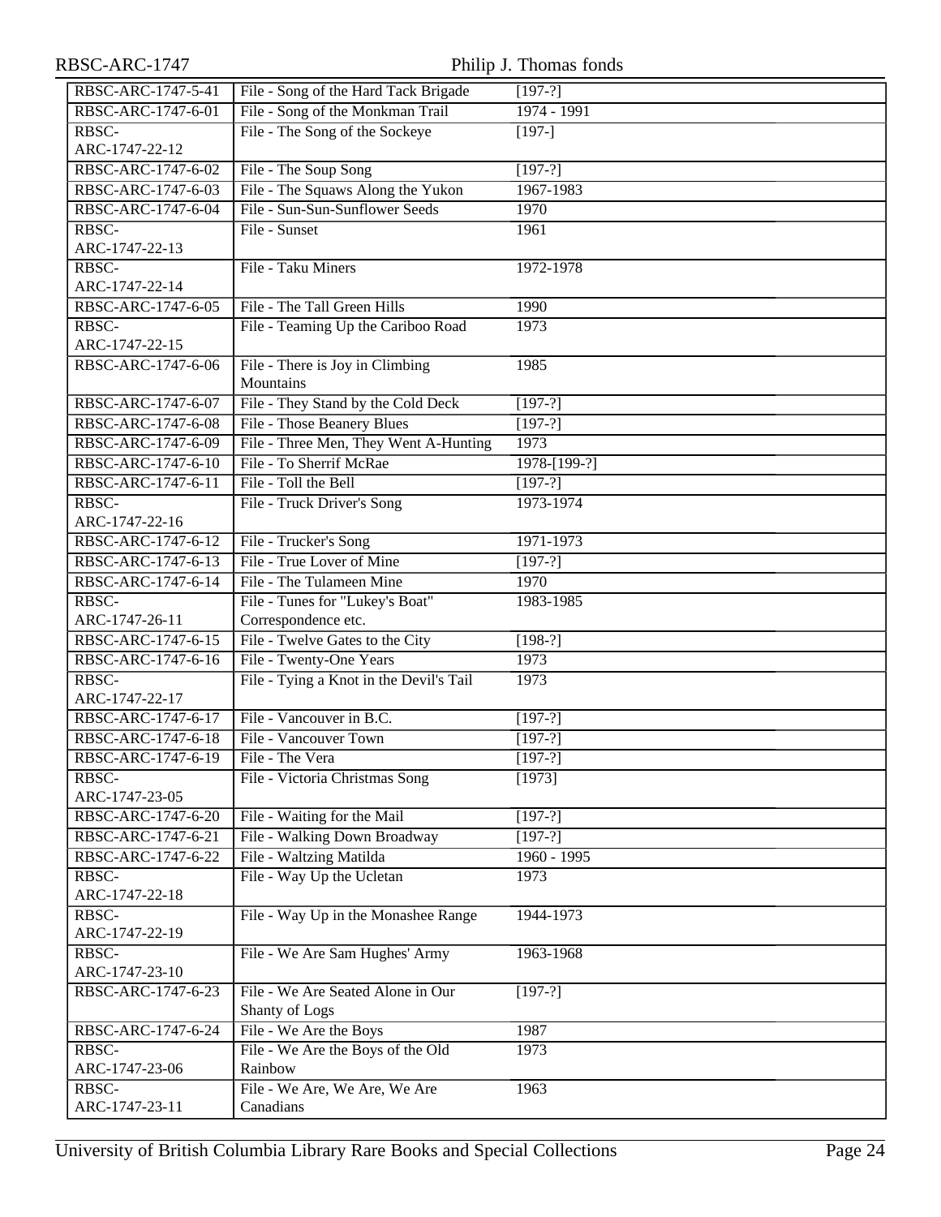| | | |
|---|---|---|
| RBSC-ARC-1747-5-41 | File - Song of the Hard Tack Brigade | [197-?] |
| RBSC-ARC-1747-6-01 | File - Song of the Monkman Trail | 1974 - 1991 |
| RBSC-ARC-1747-22-12 | File - The Song of the Sockeye | [197-] |
| RBSC-ARC-1747-6-02 | File - The Soup Song | [197-?] |
| RBSC-ARC-1747-6-03 | File - The Squaws Along the Yukon | 1967-1983 |
| RBSC-ARC-1747-6-04 | File - Sun-Sun-Sunflower Seeds | 1970 |
| RBSC-ARC-1747-22-13 | File - Sunset | 1961 |
| RBSC-ARC-1747-22-14 | File - Taku Miners | 1972-1978 |
| RBSC-ARC-1747-6-05 | File - The Tall Green Hills | 1990 |
| RBSC-ARC-1747-22-15 | File - Teaming Up the Cariboo Road | 1973 |
| RBSC-ARC-1747-6-06 | File - There is Joy in Climbing Mountains | 1985 |
| RBSC-ARC-1747-6-07 | File - They Stand by the Cold Deck | [197-?] |
| RBSC-ARC-1747-6-08 | File - Those Beanery Blues | [197-?] |
| RBSC-ARC-1747-6-09 | File - Three Men, They Went A-Hunting | 1973 |
| RBSC-ARC-1747-6-10 | File - To Sherrif McRae | 1978-[199-?] |
| RBSC-ARC-1747-6-11 | File - Toll the Bell | [197-?] |
| RBSC-ARC-1747-22-16 | File - Truck Driver's Song | 1973-1974 |
| RBSC-ARC-1747-6-12 | File - Trucker's Song | 1971-1973 |
| RBSC-ARC-1747-6-13 | File - True Lover of Mine | [197-?] |
| RBSC-ARC-1747-6-14 | File - The Tulameen Mine | 1970 |
| RBSC-ARC-1747-26-11 | File - Tunes for "Lukey's Boat" Correspondence etc. | 1983-1985 |
| RBSC-ARC-1747-6-15 | File - Twelve Gates to the City | [198-?] |
| RBSC-ARC-1747-6-16 | File - Twenty-One Years | 1973 |
| RBSC-ARC-1747-22-17 | File - Tying a Knot in the Devil's Tail | 1973 |
| RBSC-ARC-1747-6-17 | File - Vancouver in B.C. | [197-?] |
| RBSC-ARC-1747-6-18 | File - Vancouver Town | [197-?] |
| RBSC-ARC-1747-6-19 | File - The Vera | [197-?] |
| RBSC-ARC-1747-23-05 | File - Victoria Christmas Song | [1973] |
| RBSC-ARC-1747-6-20 | File - Waiting for the Mail | [197-?] |
| RBSC-ARC-1747-6-21 | File - Walking Down Broadway | [197-?] |
| RBSC-ARC-1747-6-22 | File - Waltzing Matilda | 1960 - 1995 |
| RBSC-ARC-1747-22-18 | File - Way Up the Ucletan | 1973 |
| RBSC-ARC-1747-22-19 | File - Way Up in the Monashee Range | 1944-1973 |
| RBSC-ARC-1747-23-10 | File - We Are Sam Hughes' Army | 1963-1968 |
| RBSC-ARC-1747-6-23 | File - We Are Seated Alone in Our Shanty of Logs | [197-?] |
| RBSC-ARC-1747-6-24 | File - We Are the Boys | 1987 |
| RBSC-ARC-1747-23-06 | File - We Are the Boys of the Old Rainbow | 1973 |
| RBSC-ARC-1747-23-11 | File - We Are, We Are, We Are Canadians | 1963 |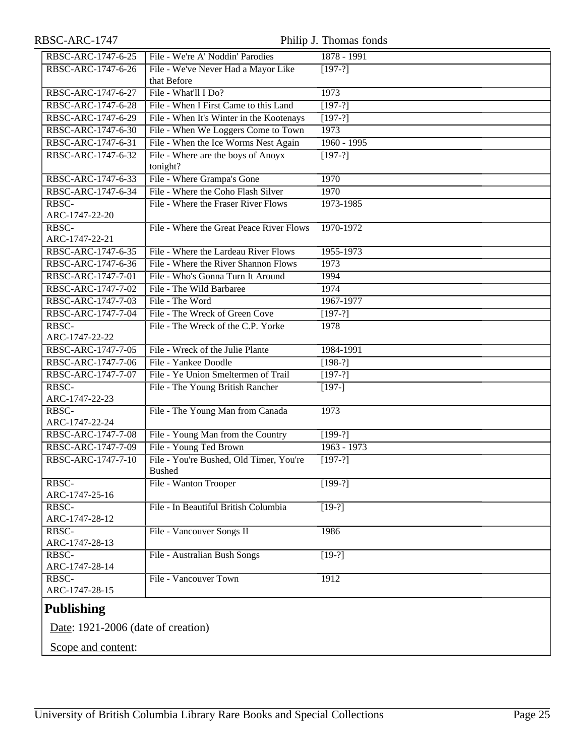| | | |
|---|---|---|
| RBSC-ARC-1747-6-25 | File - We're A' Noddin' Parodies | 1878 - 1991 |
| RBSC-ARC-1747-6-26 | File - We've Never Had a Mayor Like that Before | [197-?] |
| RBSC-ARC-1747-6-27 | File - What'll I Do? | 1973 |
| RBSC-ARC-1747-6-28 | File - When I First Came to this Land | [197-?] |
| RBSC-ARC-1747-6-29 | File - When It's Winter in the Kootenays | [197-?] |
| RBSC-ARC-1747-6-30 | File - When We Loggers Come to Town | 1973 |
| RBSC-ARC-1747-6-31 | File - When the Ice Worms Nest Again | 1960 - 1995 |
| RBSC-ARC-1747-6-32 | File - Where are the boys of Anoyx tonight? | [197-?] |
| RBSC-ARC-1747-6-33 | File - Where Grampa's Gone | 1970 |
| RBSC-ARC-1747-6-34 | File - Where the Coho Flash Silver | 1970 |
| RBSC-ARC-1747-22-20 | File - Where the Fraser River Flows | 1973-1985 |
| RBSC-ARC-1747-22-21 | File - Where the Great Peace River Flows | 1970-1972 |
| RBSC-ARC-1747-6-35 | File - Where the Lardeau River Flows | 1955-1973 |
| RBSC-ARC-1747-6-36 | File - Where the River Shannon Flows | 1973 |
| RBSC-ARC-1747-7-01 | File - Who's Gonna Turn It Around | 1994 |
| RBSC-ARC-1747-7-02 | File - The Wild Barbaree | 1974 |
| RBSC-ARC-1747-7-03 | File - The Word | 1967-1977 |
| RBSC-ARC-1747-7-04 | File - The Wreck of Green Cove | [197-?] |
| RBSC-ARC-1747-22-22 | File - The Wreck of the C.P. Yorke | 1978 |
| RBSC-ARC-1747-7-05 | File - Wreck of the Julie Plante | 1984-1991 |
| RBSC-ARC-1747-7-06 | File - Yankee Doodle | [198-?] |
| RBSC-ARC-1747-7-07 | File - Ye Union Smeltermen of Trail | [197-?] |
| RBSC-ARC-1747-22-23 | File - The Young British Rancher | [197-] |
| RBSC-ARC-1747-22-24 | File - The Young Man from Canada | 1973 |
| RBSC-ARC-1747-7-08 | File - Young Man from the Country | [199-?] |
| RBSC-ARC-1747-7-09 | File - Young Ted Brown | 1963 - 1973 |
| RBSC-ARC-1747-7-10 | File - You're Bushed, Old Timer, You're Bushed | [197-?] |
| RBSC-ARC-1747-25-16 | File - Wanton Trooper | [199-?] |
| RBSC-ARC-1747-28-12 | File - In Beautiful British Columbia | [19-?] |
| RBSC-ARC-1747-28-13 | File - Vancouver Songs II | 1986 |
| RBSC-ARC-1747-28-14 | File - Australian Bush Songs | [19-?] |
| RBSC-ARC-1747-28-15 | File - Vancouver Town | 1912 |

## Publishing

Date: 1921-2006 (date of creation)

Scope and content: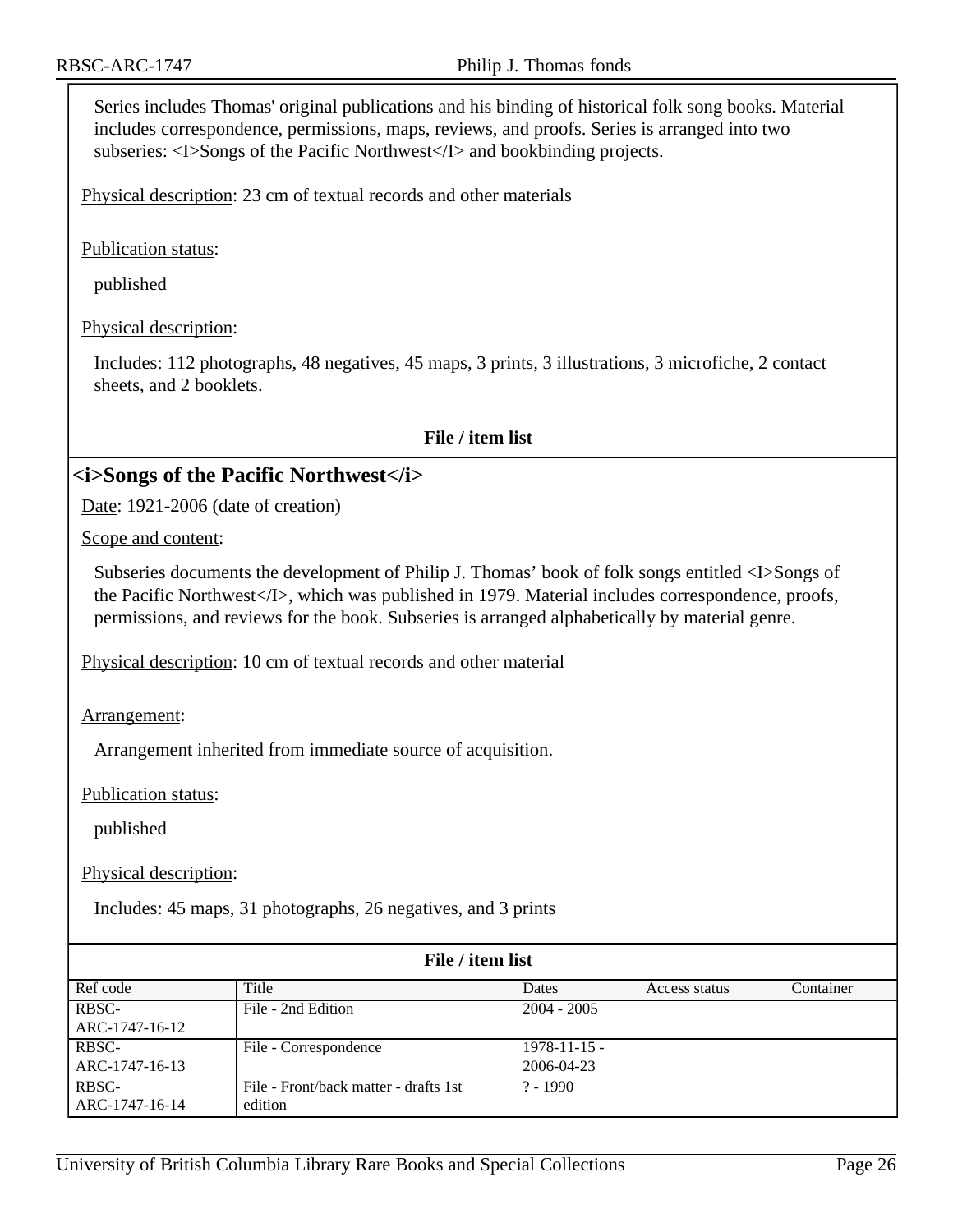Series includes Thomas' original publications and his binding of historical folk song books. Material includes correspondence, permissions, maps, reviews, and proofs. Series is arranged into two subseries: <I>Songs of the Pacific Northwest</I> and bookbinding projects.

Physical description: 23 cm of textual records and other materials

Publication status:

published

Physical description:

Includes: 112 photographs, 48 negatives, 45 maps, 3 prints, 3 illustrations, 3 microfiche, 2 contact sheets, and 2 booklets.

**File / item list**

## <i>Songs of the Pacific Northwest</i>

Date: 1921-2006 (date of creation)

Scope and content:

Subseries documents the development of Philip J. Thomas' book of folk songs entitled <I>Songs of the Pacific Northwest</I>, which was published in 1979. Material includes correspondence, proofs, permissions, and reviews for the book. Subseries is arranged alphabetically by material genre.

Physical description: 10 cm of textual records and other material

Arrangement:

Arrangement inherited from immediate source of acquisition.

Publication status:

published

Physical description:

Includes: 45 maps, 31 photographs, 26 negatives, and 3 prints

**File / item list**

| Ref code | Title | Dates | Access status | Container |
|---|---|---|---|---|
| RBSC-ARC-1747-16-12 | File - 2nd Edition | 2004 - 2005 | | |
| RBSC-ARC-1747-16-13 | File - Correspondence | 1978-11-15 - 2006-04-23 | | |
| RBSC-ARC-1747-16-14 | File - Front/back matter - drafts 1st edition | ? - 1990 | | |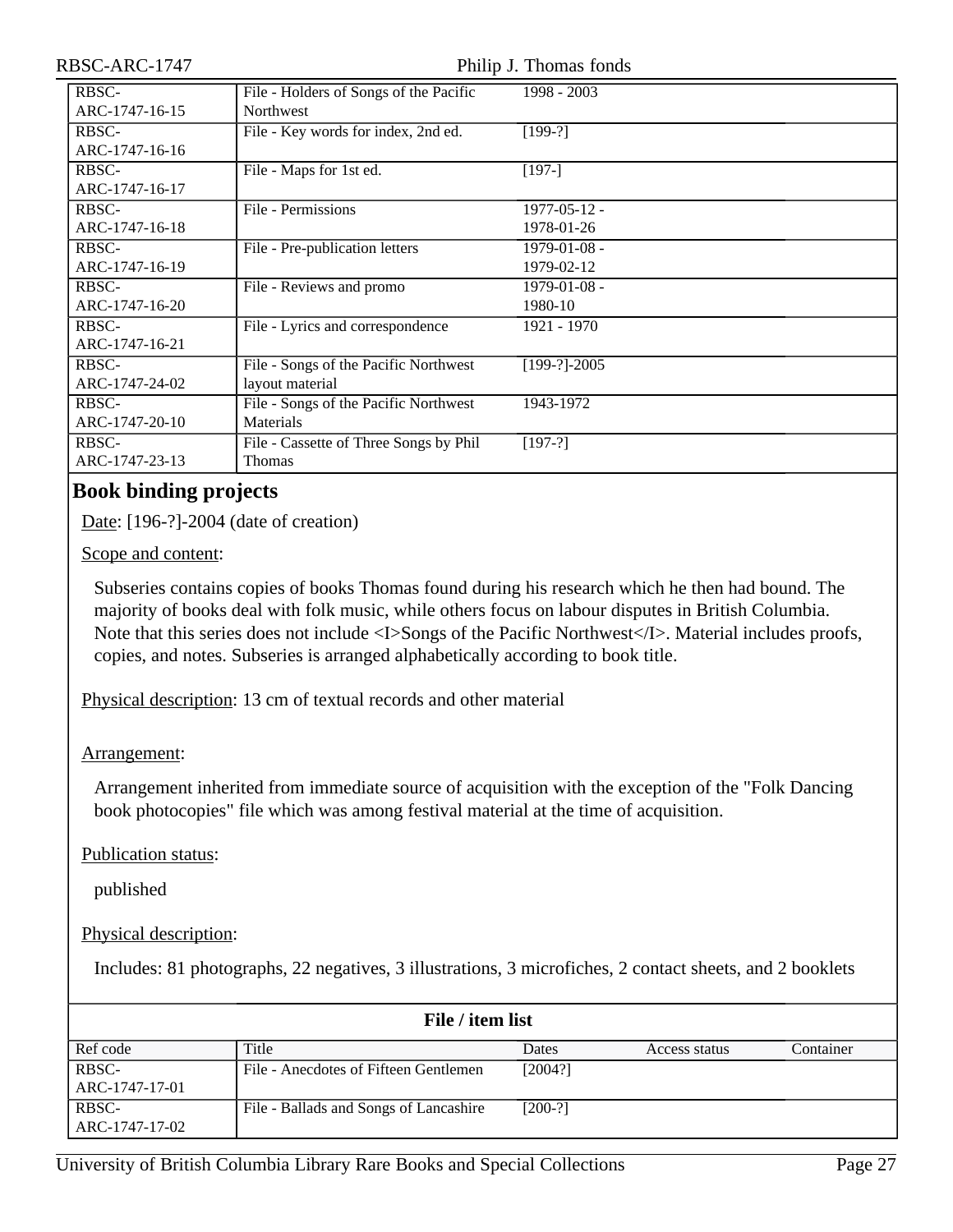| | | | | |
|---|---|---|---|---|
| RBSC-ARC-1747-16-15 | File - Holders of Songs of the Pacific Northwest | 1998 - 2003 | | |
| RBSC-ARC-1747-16-16 | File - Key words for index, 2nd ed. | [199-?] | | |
| RBSC-ARC-1747-16-17 | File - Maps for 1st ed. | [197-] | | |
| RBSC-ARC-1747-16-18 | File - Permissions | 1977-05-12 - 1978-01-26 | | |
| RBSC-ARC-1747-16-19 | File - Pre-publication letters | 1979-01-08 - 1979-02-12 | | |
| RBSC-ARC-1747-16-20 | File - Reviews and promo | 1979-01-08 - 1980-10 | | |
| RBSC-ARC-1747-16-21 | File - Lyrics and correspondence | 1921 - 1970 | | |
| RBSC-ARC-1747-24-02 | File - Songs of the Pacific Northwest layout material | [199-?]-2005 | | |
| RBSC-ARC-1747-20-10 | File - Songs of the Pacific Northwest Materials | 1943-1972 | | |
| RBSC-ARC-1747-23-13 | File - Cassette of Three Songs by Phil Thomas | [197-?] | | |

## Book binding projects

Date: [196-?]-2004 (date of creation)

Scope and content:

Subseries contains copies of books Thomas found during his research which he then had bound. The majority of books deal with folk music, while others focus on labour disputes in British Columbia. Note that this series does not include <I>Songs of the Pacific Northwest</I>. Material includes proofs, copies, and notes. Subseries is arranged alphabetically according to book title.

Physical description: 13 cm of textual records and other material

Arrangement:

Arrangement inherited from immediate source of acquisition with the exception of the "Folk Dancing book photocopies" file which was among festival material at the time of acquisition.

Publication status:

published

Physical description:

Includes: 81 photographs, 22 negatives, 3 illustrations, 3 microfiches, 2 contact sheets, and 2 booklets

**File / item list**

| Ref code | Title | Dates | Access status | Container |
|---|---|---|---|---|
| RBSC-ARC-1747-17-01 | File - Anecdotes of Fifteen Gentlemen | [2004?] | | |
| RBSC-ARC-1747-17-02 | File - Ballads and Songs of Lancashire | [200-?] | | |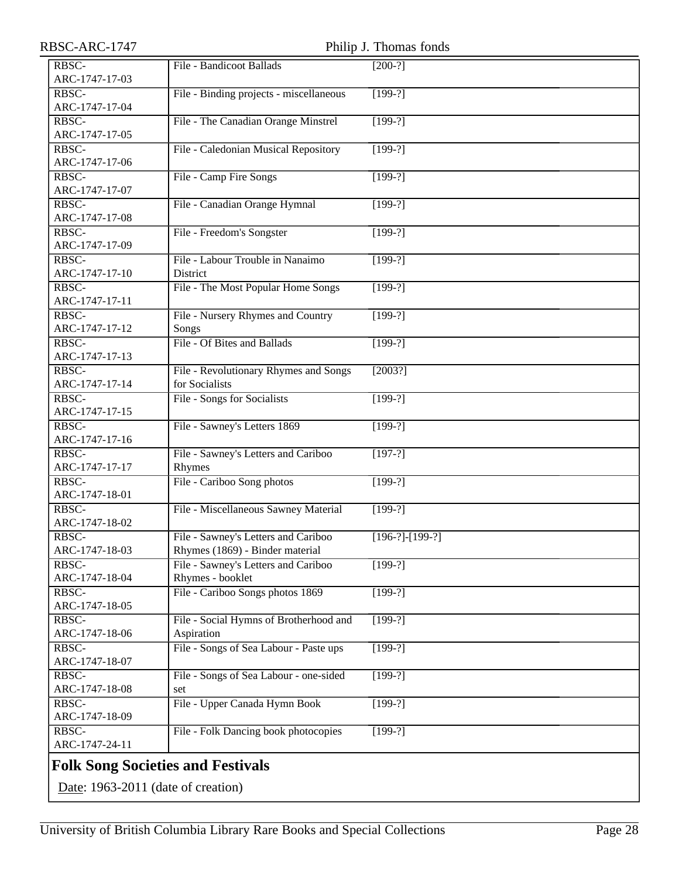| | | |
|---|---|---|
| RBSC-ARC-1747-17-03 | File - Bandicoot Ballads | [200-?] |
| RBSC-ARC-1747-17-04 | File - Binding projects - miscellaneous | [199-?] |
| RBSC-ARC-1747-17-05 | File - The Canadian Orange Minstrel | [199-?] |
| RBSC-ARC-1747-17-06 | File - Caledonian Musical Repository | [199-?] |
| RBSC-ARC-1747-17-07 | File - Camp Fire Songs | [199-?] |
| RBSC-ARC-1747-17-08 | File - Canadian Orange Hymnal | [199-?] |
| RBSC-ARC-1747-17-09 | File - Freedom's Songster | [199-?] |
| RBSC-ARC-1747-17-10 | File - Labour Trouble in Nanaimo District | [199-?] |
| RBSC-ARC-1747-17-11 | File - The Most Popular Home Songs | [199-?] |
| RBSC-ARC-1747-17-12 | File - Nursery Rhymes and Country Songs | [199-?] |
| RBSC-ARC-1747-17-13 | File - Of Bites and Ballads | [199-?] |
| RBSC-ARC-1747-17-14 | File - Revolutionary Rhymes and Songs for Socialists | [2003?] |
| RBSC-ARC-1747-17-15 | File - Songs for Socialists | [199-?] |
| RBSC-ARC-1747-17-16 | File - Sawney's Letters 1869 | [199-?] |
| RBSC-ARC-1747-17-17 | File - Sawney's Letters and Cariboo Rhymes | [197-?] |
| RBSC-ARC-1747-18-01 | File - Cariboo Song photos | [199-?] |
| RBSC-ARC-1747-18-02 | File - Miscellaneous Sawney Material | [199-?] |
| RBSC-ARC-1747-18-03 | File - Sawney's Letters and Cariboo Rhymes (1869) - Binder material | [196-?]-[199-?] |
| RBSC-ARC-1747-18-04 | File - Sawney's Letters and Cariboo Rhymes - booklet | [199-?] |
| RBSC-ARC-1747-18-05 | File - Cariboo Songs photos 1869 | [199-?] |
| RBSC-ARC-1747-18-06 | File - Social Hymns of Brotherhood and Aspiration | [199-?] |
| RBSC-ARC-1747-18-07 | File - Songs of Sea Labour - Paste ups | [199-?] |
| RBSC-ARC-1747-18-08 | File - Songs of Sea Labour - one-sided set | [199-?] |
| RBSC-ARC-1747-18-09 | File - Upper Canada Hymn Book | [199-?] |
| RBSC-ARC-1747-24-11 | File - Folk Dancing book photocopies | [199-?] |

## Folk Song Societies and Festivals

Date: 1963-2011 (date of creation)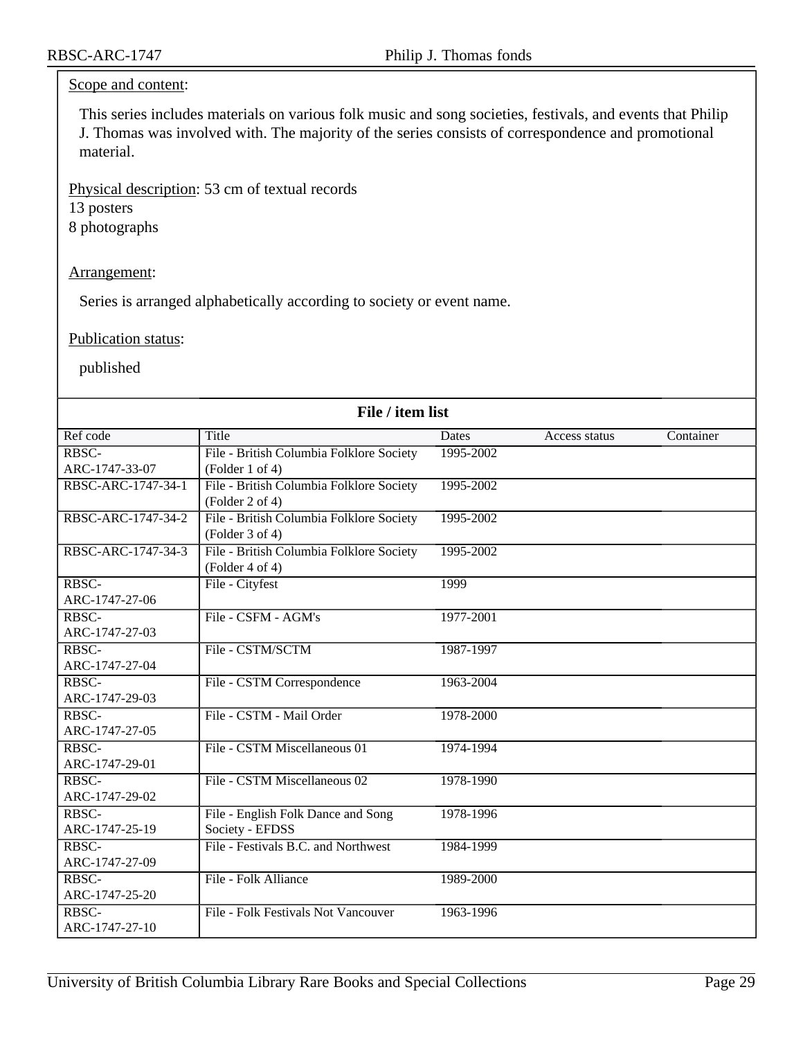Scope and content:

This series includes materials on various folk music and song societies, festivals, and events that Philip J. Thomas was involved with. The majority of the series consists of correspondence and promotional material.

Physical description: 53 cm of textual records
13 posters
8 photographs

Arrangement:

Series is arranged alphabetically according to society or event name.

Publication status:

published

**File / item list**

| Ref code | Title | Dates | Access status | Container |
|---|---|---|---|---|
| RBSC-ARC-1747-33-07 | File - British Columbia Folklore Society (Folder 1 of 4) | 1995-2002 | | |
| RBSC-ARC-1747-34-1 | File - British Columbia Folklore Society (Folder 2 of 4) | 1995-2002 | | |
| RBSC-ARC-1747-34-2 | File - British Columbia Folklore Society (Folder 3 of 4) | 1995-2002 | | |
| RBSC-ARC-1747-34-3 | File - British Columbia Folklore Society (Folder 4 of 4) | 1995-2002 | | |
| RBSC-ARC-1747-27-06 | File - Cityfest | 1999 | | |
| RBSC-ARC-1747-27-03 | File - CSFM - AGM's | 1977-2001 | | |
| RBSC-ARC-1747-27-04 | File - CSTM/SCTM | 1987-1997 | | |
| RBSC-ARC-1747-29-03 | File - CSTM Correspondence | 1963-2004 | | |
| RBSC-ARC-1747-27-05 | File - CSTM - Mail Order | 1978-2000 | | |
| RBSC-ARC-1747-29-01 | File - CSTM Miscellaneous 01 | 1974-1994 | | |
| RBSC-ARC-1747-29-02 | File - CSTM Miscellaneous 02 | 1978-1990 | | |
| RBSC-ARC-1747-25-19 | File - English Folk Dance and Song Society - EFDSS | 1978-1996 | | |
| RBSC-ARC-1747-27-09 | File - Festivals B.C. and Northwest | 1984-1999 | | |
| RBSC-ARC-1747-25-20 | File - Folk Alliance | 1989-2000 | | |
| RBSC-ARC-1747-27-10 | File - Folk Festivals Not Vancouver | 1963-1996 | | |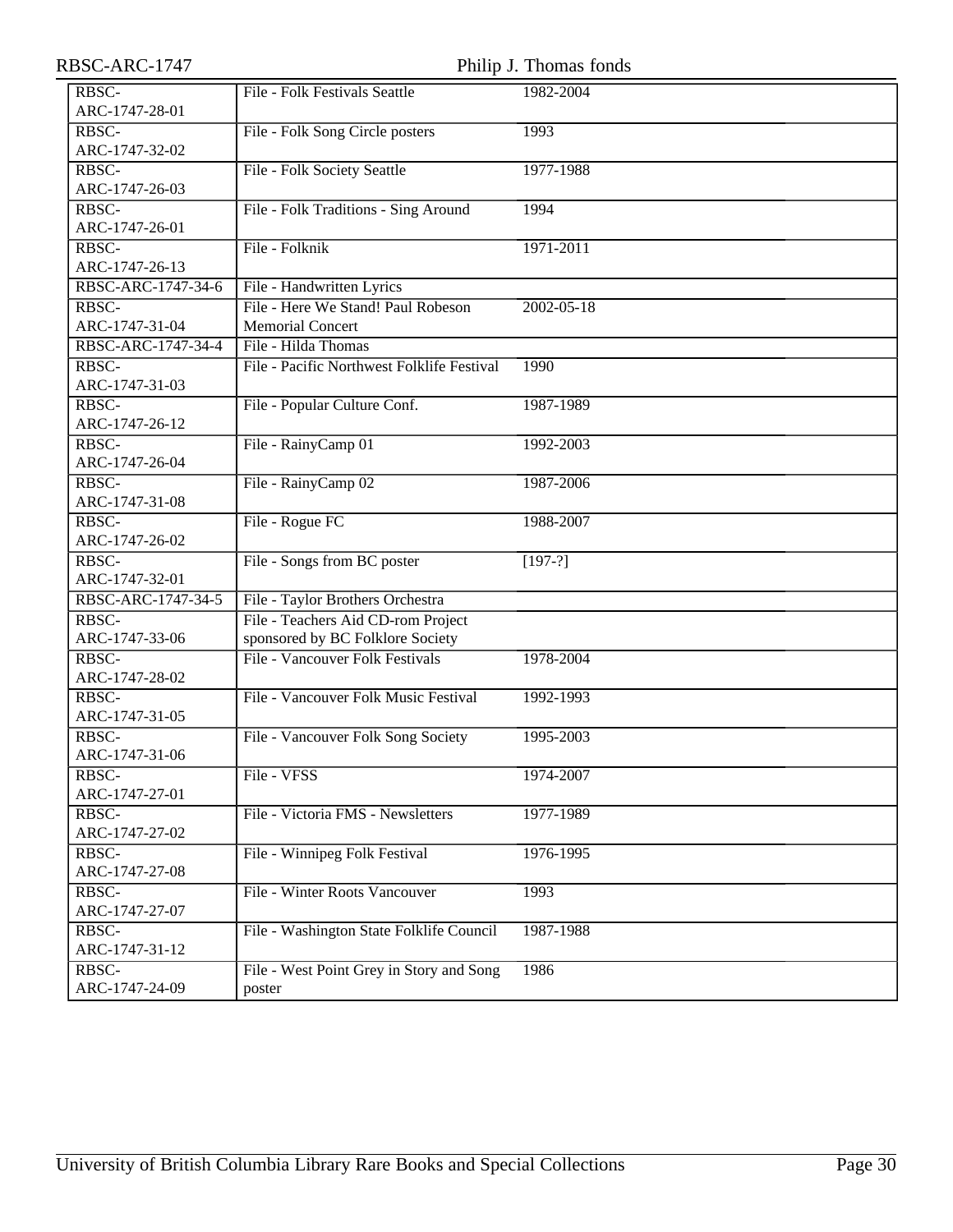| | | |
|---|---|---|
| RBSC-ARC-1747-28-01 | File - Folk Festivals Seattle | 1982-2004 |
| RBSC-ARC-1747-32-02 | File - Folk Song Circle posters | 1993 |
| RBSC-ARC-1747-26-03 | File - Folk Society Seattle | 1977-1988 |
| RBSC-ARC-1747-26-01 | File - Folk Traditions - Sing Around | 1994 |
| RBSC-ARC-1747-26-13 | File - Folknik | 1971-2011 |
| RBSC-ARC-1747-34-6 | File - Handwritten Lyrics | |
| RBSC-ARC-1747-31-04 | File - Here We Stand! Paul Robeson Memorial Concert | 2002-05-18 |
| RBSC-ARC-1747-34-4 | File - Hilda Thomas | |
| RBSC-ARC-1747-31-03 | File - Pacific Northwest Folklife Festival | 1990 |
| RBSC-ARC-1747-26-12 | File - Popular Culture Conf. | 1987-1989 |
| RBSC-ARC-1747-26-04 | File - RainyCamp 01 | 1992-2003 |
| RBSC-ARC-1747-31-08 | File - RainyCamp 02 | 1987-2006 |
| RBSC-ARC-1747-26-02 | File - Rogue FC | 1988-2007 |
| RBSC-ARC-1747-32-01 | File - Songs from BC poster | [197-?] |
| RBSC-ARC-1747-34-5 | File - Taylor Brothers Orchestra | |
| RBSC-ARC-1747-33-06 | File - Teachers Aid CD-rom Project sponsored by BC Folklore Society | |
| RBSC-ARC-1747-28-02 | File - Vancouver Folk Festivals | 1978-2004 |
| RBSC-ARC-1747-31-05 | File - Vancouver Folk Music Festival | 1992-1993 |
| RBSC-ARC-1747-31-06 | File - Vancouver Folk Song Society | 1995-2003 |
| RBSC-ARC-1747-27-01 | File - VFSS | 1974-2007 |
| RBSC-ARC-1747-27-02 | File - Victoria FMS - Newsletters | 1977-1989 |
| RBSC-ARC-1747-27-08 | File - Winnipeg Folk Festival | 1976-1995 |
| RBSC-ARC-1747-27-07 | File - Winter Roots Vancouver | 1993 |
| RBSC-ARC-1747-31-12 | File - Washington State Folklife Council | 1987-1988 |
| RBSC-ARC-1747-24-09 | File - West Point Grey in Story and Song poster | 1986 |